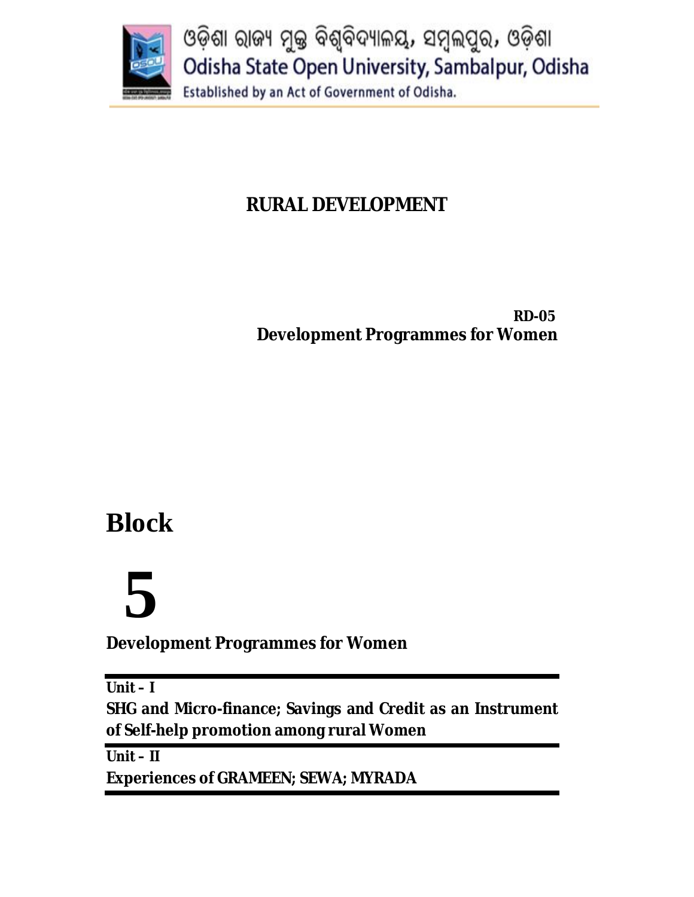ଓଡ଼ିଶା ରାଜ୍ୟ ମୁକ୍ତ ବିଶ୍ୱବିଦ୍ୟାଳୟ, ସମ୍ବଲପୁର, ଓଡ଼ିଶା

Odisha State Open University, Sambalpur, Odisha

Established by an Act of Government of Odisha.

# RURAL DEVELOPMENT

**RD-05**

**Development Programmes for Women**

# Block

# 5

## Development Programmes for Women

**Unit – I**

**SHG and Micro-finance; Savings and Credit as an Instrument of Self-help promotion among rural Women**

**Unit – II**

**Experiences of GRAMEEN; SEWA; MYRADA**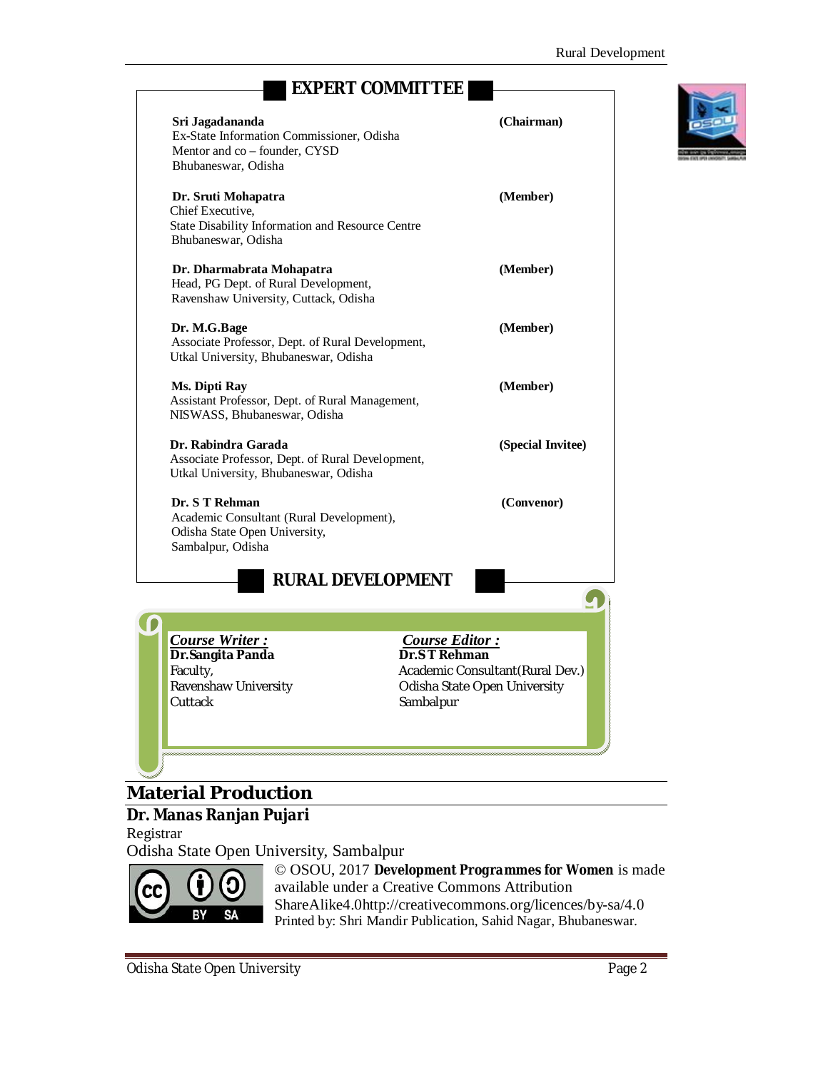## EXPERT COMMITTEE

**Sri Jagadananda** **(Chairman)**
Ex-State Information Commissioner, Odisha
Mentor and co – founder, CYSD
Bhubaneswar, Odisha

**Dr. Sruti Mohapatra** **(Member)**
Chief Executive,
State Disability Information and Resource Centre
Bhubaneswar, Odisha

**Dr. Dharmabrata Mohapatra** **(Member)**
Head, PG Dept. of Rural Development,
Ravenshaw University, Cuttack, Odisha

**Dr. M.G.Bage** **(Member)**
Associate Professor, Dept. of Rural Development,
Utkal University, Bhubaneswar, Odisha

**Ms. Dipti Ray** **(Member)**
Assistant Professor, Dept. of Rural Management,
NISWASS, Bhubaneswar, Odisha

**Dr. Rabindra Garada** **(Special Invitee)**
Associate Professor, Dept. of Rural Development,
Utkal University, Bhubaneswar, Odisha

**Dr. S T Rehman** **(Convenor)**
Academic Consultant (Rural Development),
Odisha State Open University,
Sambalpur, Odisha

## RURAL DEVELOPMENT

***Course Writer :***
**Dr.Sangita Panda**
Faculty,
Ravenshaw University
Cuttack

***Course Editor :***
**Dr.S T Rehman**
Academic Consultant(Rural Dev.)
Odisha State Open University
Sambalpur

## Material Production

**Dr. Manas Ranjan Pujari**
Registrar
Odisha State Open University, Sambalpur

© OSOU, 2017 **Development Programmes for Women** is made available under a Creative Commons Attribution ShareAlike4.0http://creativecommons.org/licences/by-sa/4.0
Printed by: Shri Mandir Publication, Sahid Nagar, Bhubaneswar.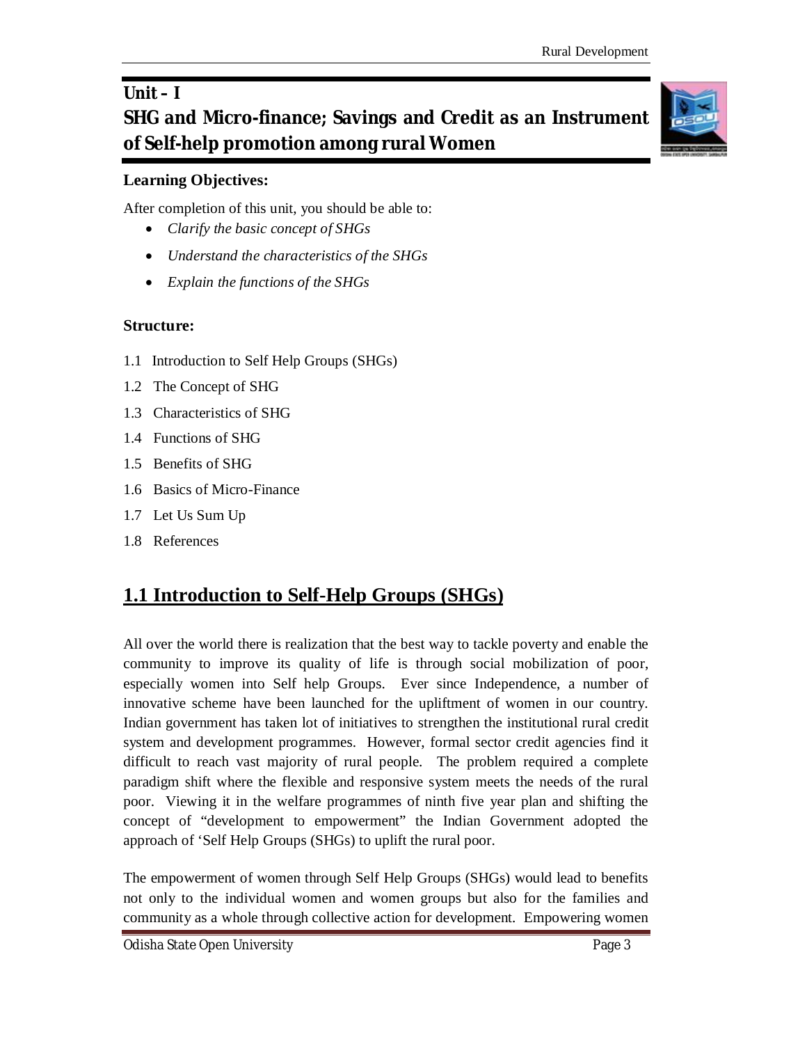# Unit – I

# SHG and Micro-finance; Savings and Credit as an Instrument of Self-help promotion among rural Women

**Learning Objectives:**

After completion of this unit, you should be able to:

- *Clarify the basic concept of SHGs*
- *Understand the characteristics of the SHGs*
- *Explain the functions of the SHGs*

**Structure:**

1.1 Introduction to Self Help Groups (SHGs)

1.2 The Concept of SHG

1.3 Characteristics of SHG

1.4 Functions of SHG

1.5 Benefits of SHG

1.6 Basics of Micro-Finance

1.7 Let Us Sum Up

1.8 References

## 1.1 Introduction to Self-Help Groups (SHGs)

All over the world there is realization that the best way to tackle poverty and enable the community to improve its quality of life is through social mobilization of poor, especially women into Self help Groups. Ever since Independence, a number of innovative scheme have been launched for the upliftment of women in our country. Indian government has taken lot of initiatives to strengthen the institutional rural credit system and development programmes. However, formal sector credit agencies find it difficult to reach vast majority of rural people. The problem required a complete paradigm shift where the flexible and responsive system meets the needs of the rural poor. Viewing it in the welfare programmes of ninth five year plan and shifting the concept of "development to empowerment" the Indian Government adopted the approach of 'Self Help Groups (SHGs) to uplift the rural poor.

The empowerment of women through Self Help Groups (SHGs) would lead to benefits not only to the individual women and women groups but also for the families and community as a whole through collective action for development. Empowering women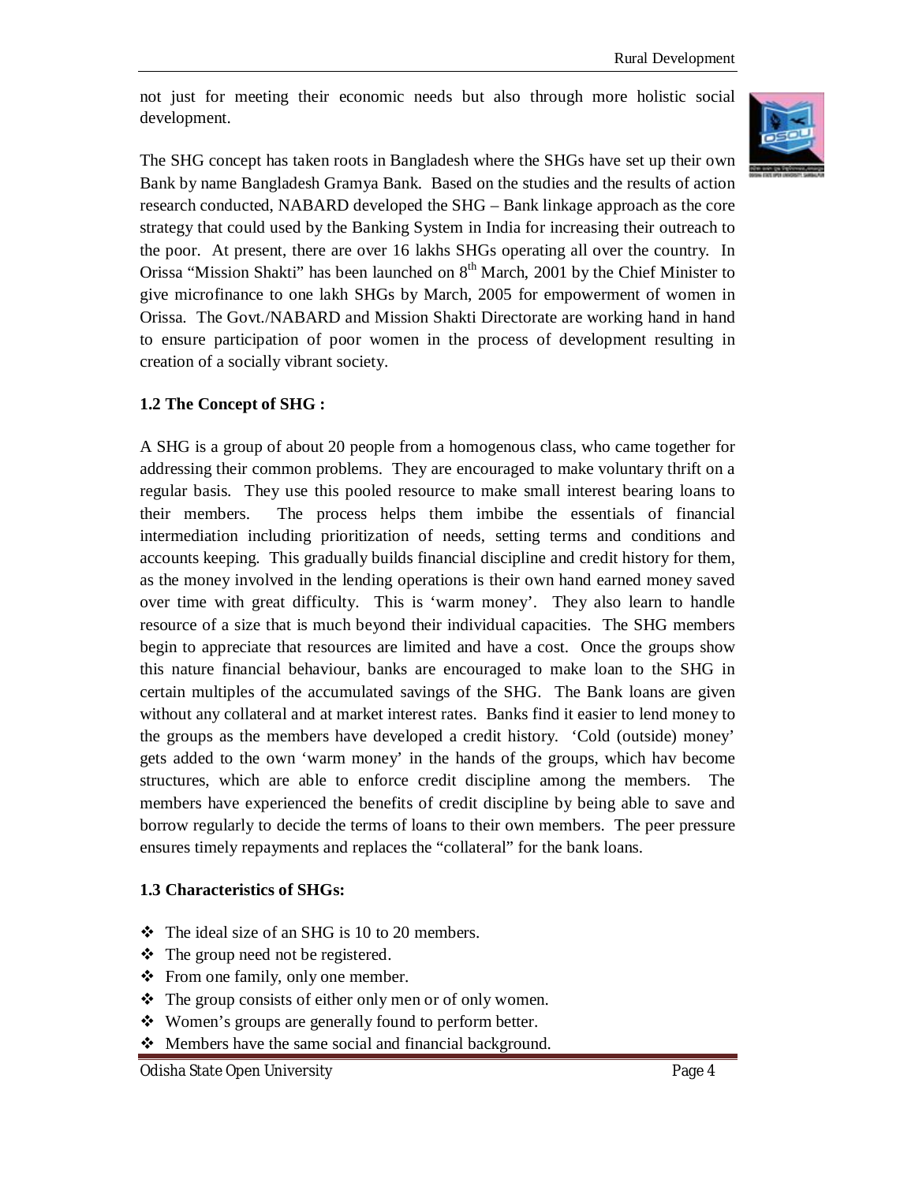not just for meeting their economic needs but also through more holistic social development.

The SHG concept has taken roots in Bangladesh where the SHGs have set up their own Bank by name Bangladesh Gramya Bank. Based on the studies and the results of action research conducted, NABARD developed the SHG – Bank linkage approach as the core strategy that could used by the Banking System in India for increasing their outreach to the poor. At present, there are over 16 lakhs SHGs operating all over the country. In Orissa "Mission Shakti" has been launched on 8th March, 2001 by the Chief Minister to give microfinance to one lakh SHGs by March, 2005 for empowerment of women in Orissa. The Govt./NABARD and Mission Shakti Directorate are working hand in hand to ensure participation of poor women in the process of development resulting in creation of a socially vibrant society.

### 1.2 The Concept of SHG :

A SHG is a group of about 20 people from a homogenous class, who came together for addressing their common problems. They are encouraged to make voluntary thrift on a regular basis. They use this pooled resource to make small interest bearing loans to their members. The process helps them imbibe the essentials of financial intermediation including prioritization of needs, setting terms and conditions and accounts keeping. This gradually builds financial discipline and credit history for them, as the money involved in the lending operations is their own hand earned money saved over time with great difficulty. This is 'warm money'. They also learn to handle resource of a size that is much beyond their individual capacities. The SHG members begin to appreciate that resources are limited and have a cost. Once the groups show this nature financial behaviour, banks are encouraged to make loan to the SHG in certain multiples of the accumulated savings of the SHG. The Bank loans are given without any collateral and at market interest rates. Banks find it easier to lend money to the groups as the members have developed a credit history. 'Cold (outside) money' gets added to the own 'warm money' in the hands of the groups, which hav become structures, which are able to enforce credit discipline among the members. The members have experienced the benefits of credit discipline by being able to save and borrow regularly to decide the terms of loans to their own members. The peer pressure ensures timely repayments and replaces the "collateral" for the bank loans.

### 1.3 Characteristics of SHGs:

- The ideal size of an SHG is 10 to 20 members.
- The group need not be registered.
- From one family, only one member.
- The group consists of either only men or of only women.
- Women's groups are generally found to perform better.
- Members have the same social and financial background.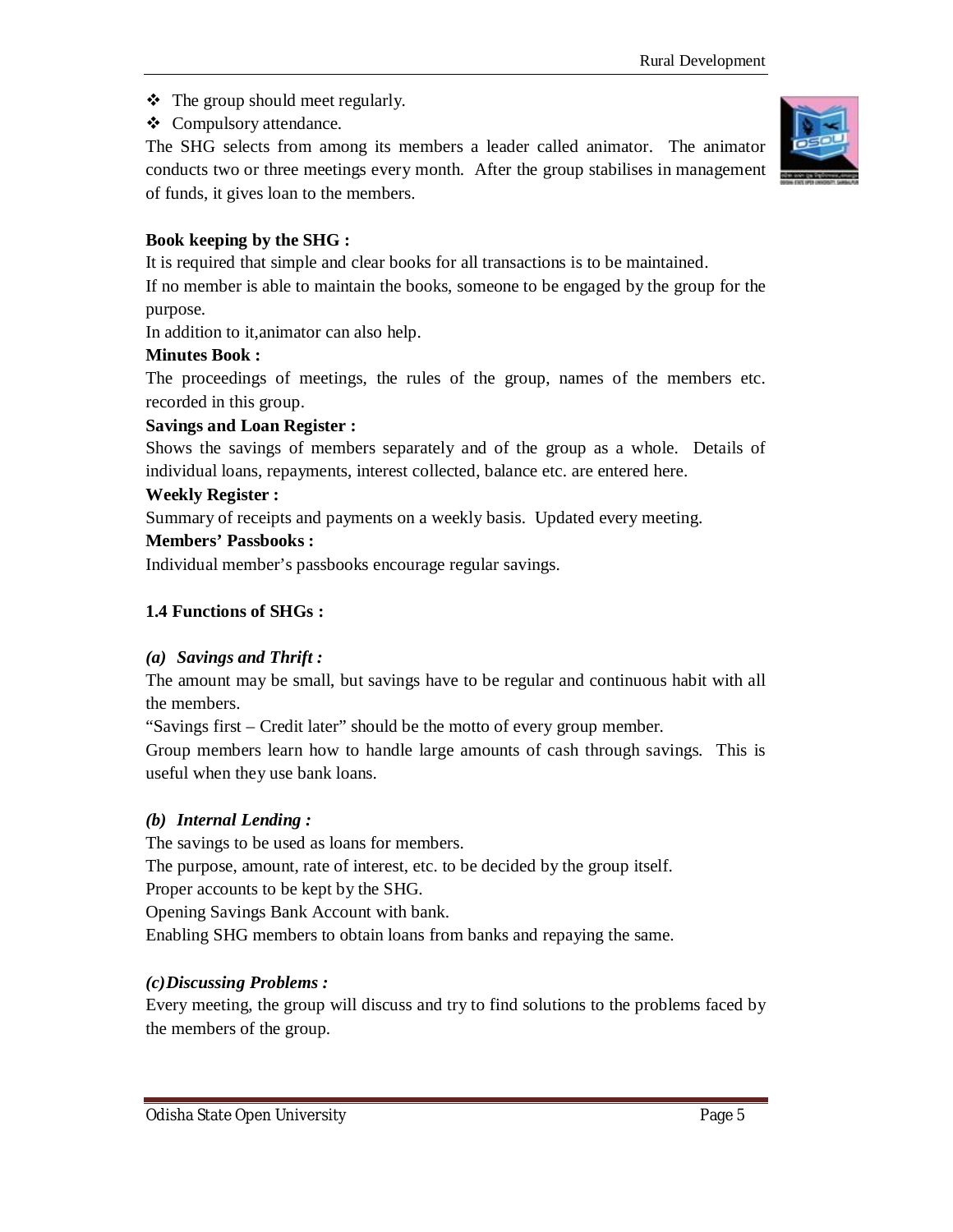- The group should meet regularly.
- Compulsory attendance.

The SHG selects from among its members a leader called animator. The animator conducts two or three meetings every month. After the group stabilises in management of funds, it gives loan to the members.

**Book keeping by the SHG :**

It is required that simple and clear books for all transactions is to be maintained.

If no member is able to maintain the books, someone to be engaged by the group for the purpose.

In addition to it,animator can also help.

**Minutes Book :**

The proceedings of meetings, the rules of the group, names of the members etc. recorded in this group.

**Savings and Loan Register :**

Shows the savings of members separately and of the group as a whole. Details of individual loans, repayments, interest collected, balance etc. are entered here.

**Weekly Register :**

Summary of receipts and payments on a weekly basis. Updated every meeting.

**Members' Passbooks :**

Individual member's passbooks encourage regular savings.

## 1.4 Functions of SHGs :

### *(a) Savings and Thrift :*

The amount may be small, but savings have to be regular and continuous habit with all the members.

"Savings first – Credit later" should be the motto of every group member.

Group members learn how to handle large amounts of cash through savings. This is useful when they use bank loans.

### *(b) Internal Lending :*

The savings to be used as loans for members.

The purpose, amount, rate of interest, etc. to be decided by the group itself.

Proper accounts to be kept by the SHG.

Opening Savings Bank Account with bank.

Enabling SHG members to obtain loans from banks and repaying the same.

### *(c) Discussing Problems :*

Every meeting, the group will discuss and try to find solutions to the problems faced by the members of the group.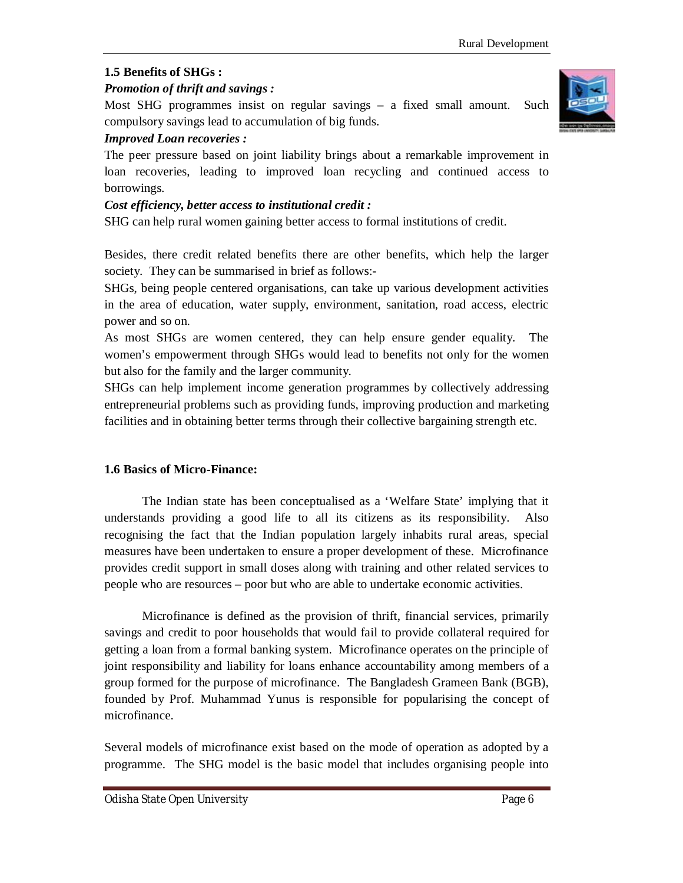### 1.5 Benefits of SHGs :

***Promotion of thrift and savings :***

Most SHG programmes insist on regular savings – a fixed small amount. Such compulsory savings lead to accumulation of big funds.

***Improved Loan recoveries :***

The peer pressure based on joint liability brings about a remarkable improvement in loan recoveries, leading to improved loan recycling and continued access to borrowings.

***Cost efficiency, better access to institutional credit :***

SHG can help rural women gaining better access to formal institutions of credit.

Besides, there credit related benefits there are other benefits, which help the larger society. They can be summarised in brief as follows:-

SHGs, being people centered organisations, can take up various development activities in the area of education, water supply, environment, sanitation, road access, electric power and so on.

As most SHGs are women centered, they can help ensure gender equality. The women's empowerment through SHGs would lead to benefits not only for the women but also for the family and the larger community.

SHGs can help implement income generation programmes by collectively addressing entrepreneurial problems such as providing funds, improving production and marketing facilities and in obtaining better terms through their collective bargaining strength etc.

### 1.6 Basics of Micro-Finance:

The Indian state has been conceptualised as a 'Welfare State' implying that it understands providing a good life to all its citizens as its responsibility. Also recognising the fact that the Indian population largely inhabits rural areas, special measures have been undertaken to ensure a proper development of these. Microfinance provides credit support in small doses along with training and other related services to people who are resources – poor but who are able to undertake economic activities.

Microfinance is defined as the provision of thrift, financial services, primarily savings and credit to poor households that would fail to provide collateral required for getting a loan from a formal banking system. Microfinance operates on the principle of joint responsibility and liability for loans enhance accountability among members of a group formed for the purpose of microfinance. The Bangladesh Grameen Bank (BGB), founded by Prof. Muhammad Yunus is responsible for popularising the concept of microfinance.

Several models of microfinance exist based on the mode of operation as adopted by a programme. The SHG model is the basic model that includes organising people into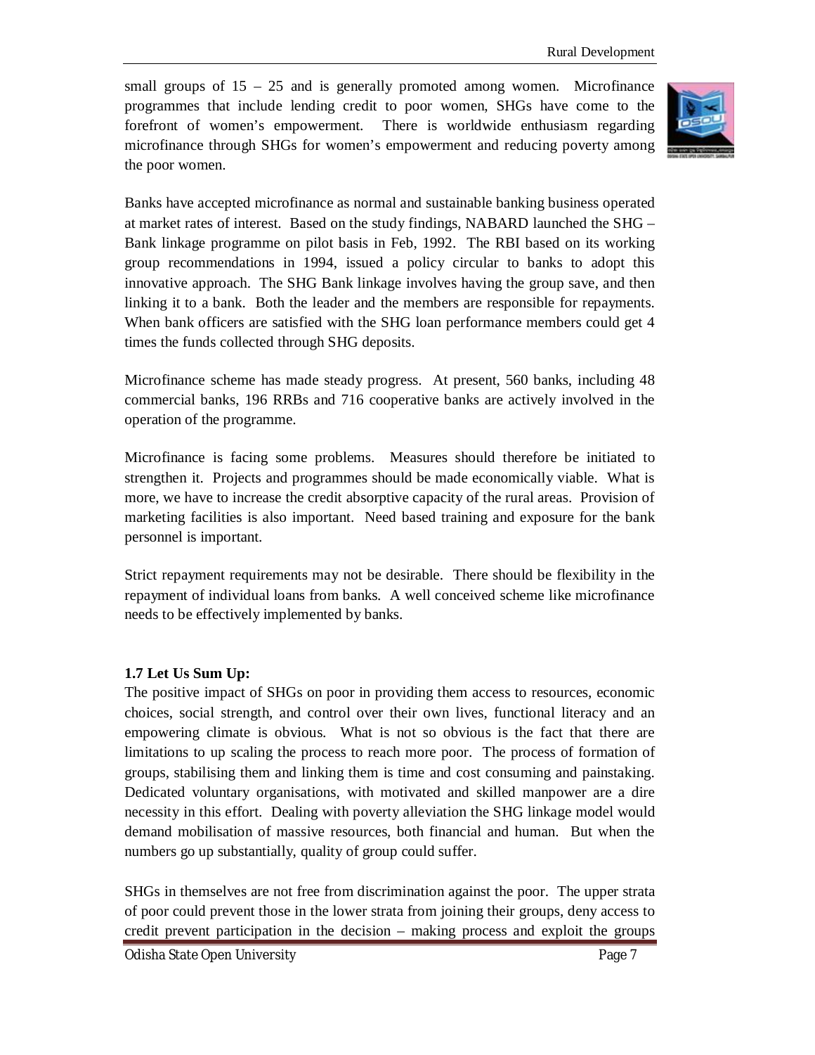small groups of 15 – 25 and is generally promoted among women. Microfinance programmes that include lending credit to poor women, SHGs have come to the forefront of women's empowerment. There is worldwide enthusiasm regarding microfinance through SHGs for women's empowerment and reducing poverty among the poor women.

Banks have accepted microfinance as normal and sustainable banking business operated at market rates of interest. Based on the study findings, NABARD launched the SHG – Bank linkage programme on pilot basis in Feb, 1992. The RBI based on its working group recommendations in 1994, issued a policy circular to banks to adopt this innovative approach. The SHG Bank linkage involves having the group save, and then linking it to a bank. Both the leader and the members are responsible for repayments. When bank officers are satisfied with the SHG loan performance members could get 4 times the funds collected through SHG deposits.

Microfinance scheme has made steady progress. At present, 560 banks, including 48 commercial banks, 196 RRBs and 716 cooperative banks are actively involved in the operation of the programme.

Microfinance is facing some problems. Measures should therefore be initiated to strengthen it. Projects and programmes should be made economically viable. What is more, we have to increase the credit absorptive capacity of the rural areas. Provision of marketing facilities is also important. Need based training and exposure for the bank personnel is important.

Strict repayment requirements may not be desirable. There should be flexibility in the repayment of individual loans from banks. A well conceived scheme like microfinance needs to be effectively implemented by banks.

### 1.7 Let Us Sum Up:

The positive impact of SHGs on poor in providing them access to resources, economic choices, social strength, and control over their own lives, functional literacy and an empowering climate is obvious. What is not so obvious is the fact that there are limitations to up scaling the process to reach more poor. The process of formation of groups, stabilising them and linking them is time and cost consuming and painstaking. Dedicated voluntary organisations, with motivated and skilled manpower are a dire necessity in this effort. Dealing with poverty alleviation the SHG linkage model would demand mobilisation of massive resources, both financial and human. But when the numbers go up substantially, quality of group could suffer.

SHGs in themselves are not free from discrimination against the poor. The upper strata of poor could prevent those in the lower strata from joining their groups, deny access to credit prevent participation in the decision – making process and exploit the groups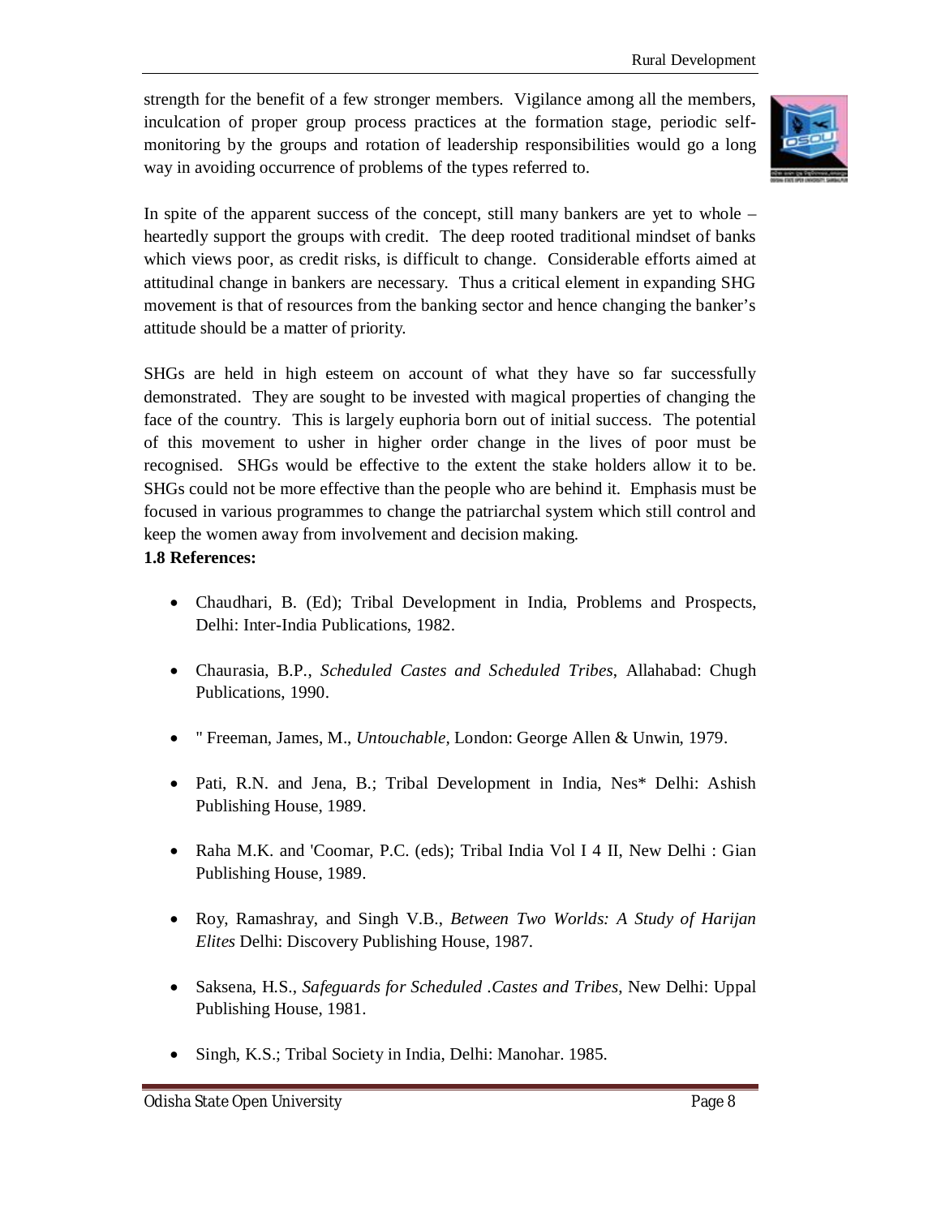strength for the benefit of a few stronger members. Vigilance among all the members, inculcation of proper group process practices at the formation stage, periodic self-monitoring by the groups and rotation of leadership responsibilities would go a long way in avoiding occurrence of problems of the types referred to.

In spite of the apparent success of the concept, still many bankers are yet to whole – heartedly support the groups with credit. The deep rooted traditional mindset of banks which views poor, as credit risks, is difficult to change. Considerable efforts aimed at attitudinal change in bankers are necessary. Thus a critical element in expanding SHG movement is that of resources from the banking sector and hence changing the banker's attitude should be a matter of priority.

SHGs are held in high esteem on account of what they have so far successfully demonstrated. They are sought to be invested with magical properties of changing the face of the country. This is largely euphoria born out of initial success. The potential of this movement to usher in higher order change in the lives of poor must be recognised. SHGs would be effective to the extent the stake holders allow it to be. SHGs could not be more effective than the people who are behind it. Emphasis must be focused in various programmes to change the patriarchal system which still control and keep the women away from involvement and decision making.

**1.8 References:**

- Chaudhari, B. (Ed); Tribal Development in India, Problems and Prospects, Delhi: Inter-India Publications, 1982.
- Chaurasia, B.P., *Scheduled Castes and Scheduled Tribes*, Allahabad: Chugh Publications, 1990.
- " Freeman, James, M., *Untouchable,* London: George Allen & Unwin, 1979.
- Pati, R.N. and Jena, B.; Tribal Development in India, Nes* Delhi: Ashish Publishing House, 1989.
- Raha M.K. and 'Coomar, P.C. (eds); Tribal India Vol I 4 II, New Delhi : Gian Publishing House, 1989.
- Roy, Ramashray, and Singh V.B., *Between Two Worlds: A Study of Harijan Elites* Delhi: Discovery Publishing House, 1987.
- Saksena, H.S., *Safeguards for Scheduled .Castes and Tribes*, New Delhi: Uppal Publishing House, 1981.
- Singh, K.S.; Tribal Society in India, Delhi: Manohar. 1985.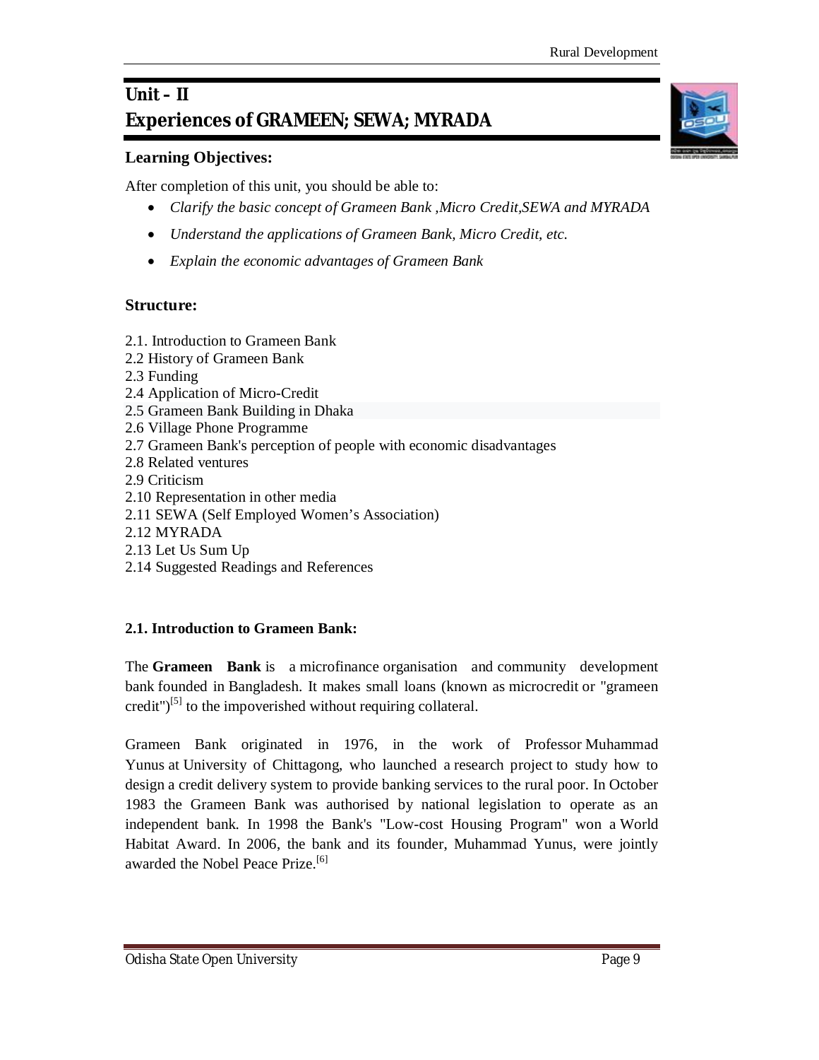# Unit – II
# Experiences of GRAMEEN; SEWA; MYRADA

**Learning Objectives:**

After completion of this unit, you should be able to:

- *Clarify the basic concept of Grameen Bank ,Micro Credit,SEWA and MYRADA*
- *Understand the applications of Grameen Bank, Micro Credit, etc.*
- *Explain the economic advantages of Grameen Bank*

**Structure:**

2.1. Introduction to Grameen Bank
2.2 History of Grameen Bank
2.3 Funding
2.4 Application of Micro-Credit
2.5 Grameen Bank Building in Dhaka
2.6 Village Phone Programme
2.7 Grameen Bank's perception of people with economic disadvantages
2.8 Related ventures
2.9 Criticism
2.10 Representation in other media
2.11 SEWA (Self Employed Women's Association)
2.12 MYRADA
2.13 Let Us Sum Up
2.14 Suggested Readings and References

### 2.1. Introduction to Grameen Bank:

The **Grameen Bank** is a microfinance organisation and community development bank founded in Bangladesh. It makes small loans (known as microcredit or "grameen credit")[5] to the impoverished without requiring collateral.

Grameen Bank originated in 1976, in the work of Professor Muhammad Yunus at University of Chittagong, who launched a research project to study how to design a credit delivery system to provide banking services to the rural poor. In October 1983 the Grameen Bank was authorised by national legislation to operate as an independent bank. In 1998 the Bank's "Low-cost Housing Program" won a World Habitat Award. In 2006, the bank and its founder, Muhammad Yunus, were jointly awarded the Nobel Peace Prize.[6]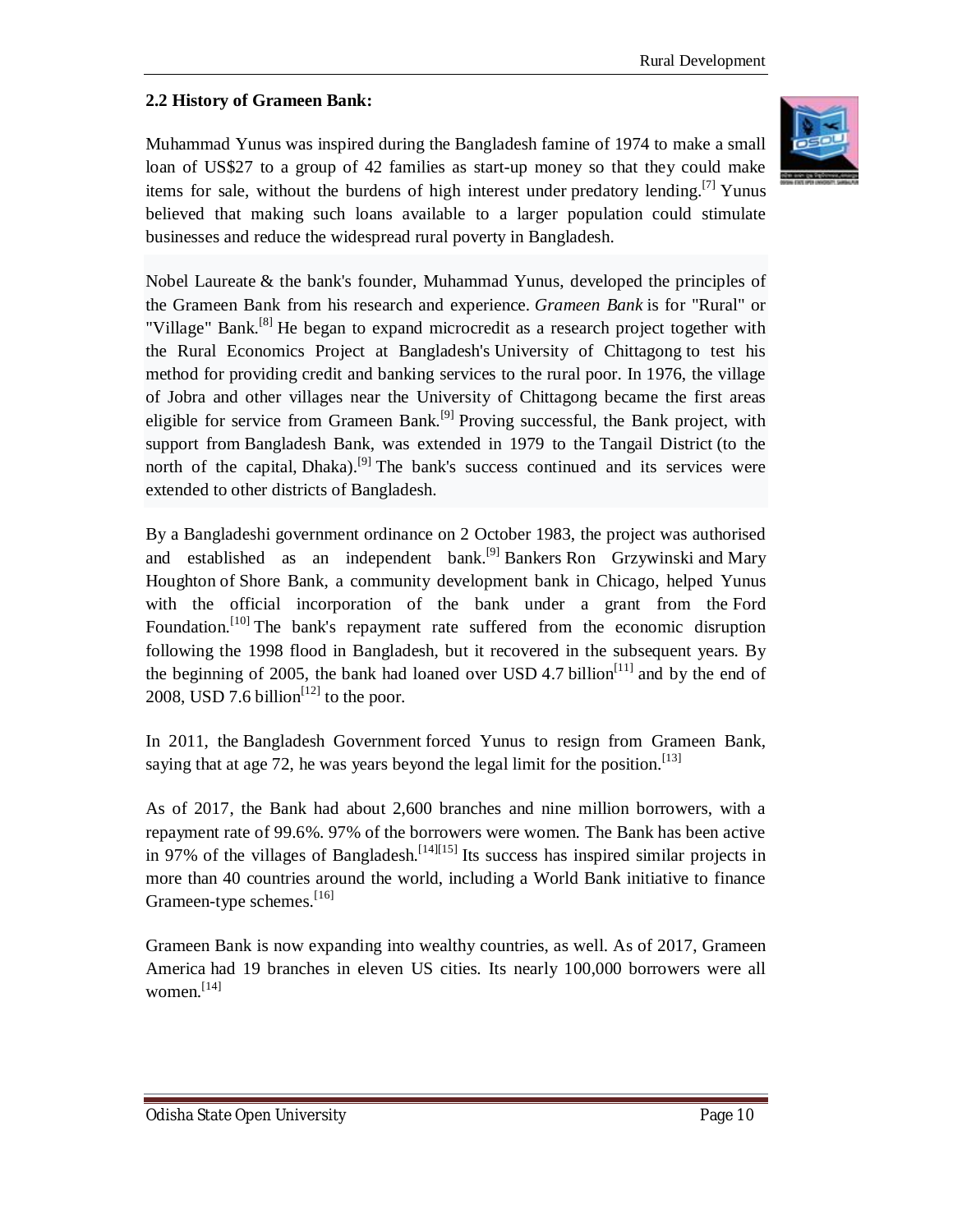## 2.2 History of Grameen Bank:

Muhammad Yunus was inspired during the Bangladesh famine of 1974 to make a small loan of US$27 to a group of 42 families as start-up money so that they could make items for sale, without the burdens of high interest under predatory lending.[7] Yunus believed that making such loans available to a larger population could stimulate businesses and reduce the widespread rural poverty in Bangladesh.

Nobel Laureate & the bank's founder, Muhammad Yunus, developed the principles of the Grameen Bank from his research and experience. *Grameen Bank* is for "Rural" or "Village" Bank.[8] He began to expand microcredit as a research project together with the Rural Economics Project at Bangladesh's University of Chittagong to test his method for providing credit and banking services to the rural poor. In 1976, the village of Jobra and other villages near the University of Chittagong became the first areas eligible for service from Grameen Bank.[9] Proving successful, the Bank project, with support from Bangladesh Bank, was extended in 1979 to the Tangail District (to the north of the capital, Dhaka).[9] The bank's success continued and its services were extended to other districts of Bangladesh.

By a Bangladeshi government ordinance on 2 October 1983, the project was authorised and established as an independent bank.[9] Bankers Ron Grzywinski and Mary Houghton of Shore Bank, a community development bank in Chicago, helped Yunus with the official incorporation of the bank under a grant from the Ford Foundation.[10] The bank's repayment rate suffered from the economic disruption following the 1998 flood in Bangladesh, but it recovered in the subsequent years. By the beginning of 2005, the bank had loaned over USD 4.7 billion[11] and by the end of 2008, USD 7.6 billion[12] to the poor.

In 2011, the Bangladesh Government forced Yunus to resign from Grameen Bank, saying that at age 72, he was years beyond the legal limit for the position.[13]

As of 2017, the Bank had about 2,600 branches and nine million borrowers, with a repayment rate of 99.6%. 97% of the borrowers were women. The Bank has been active in 97% of the villages of Bangladesh.[14][15] Its success has inspired similar projects in more than 40 countries around the world, including a World Bank initiative to finance Grameen-type schemes.[16]

Grameen Bank is now expanding into wealthy countries, as well. As of 2017, Grameen America had 19 branches in eleven US cities. Its nearly 100,000 borrowers were all women.[14]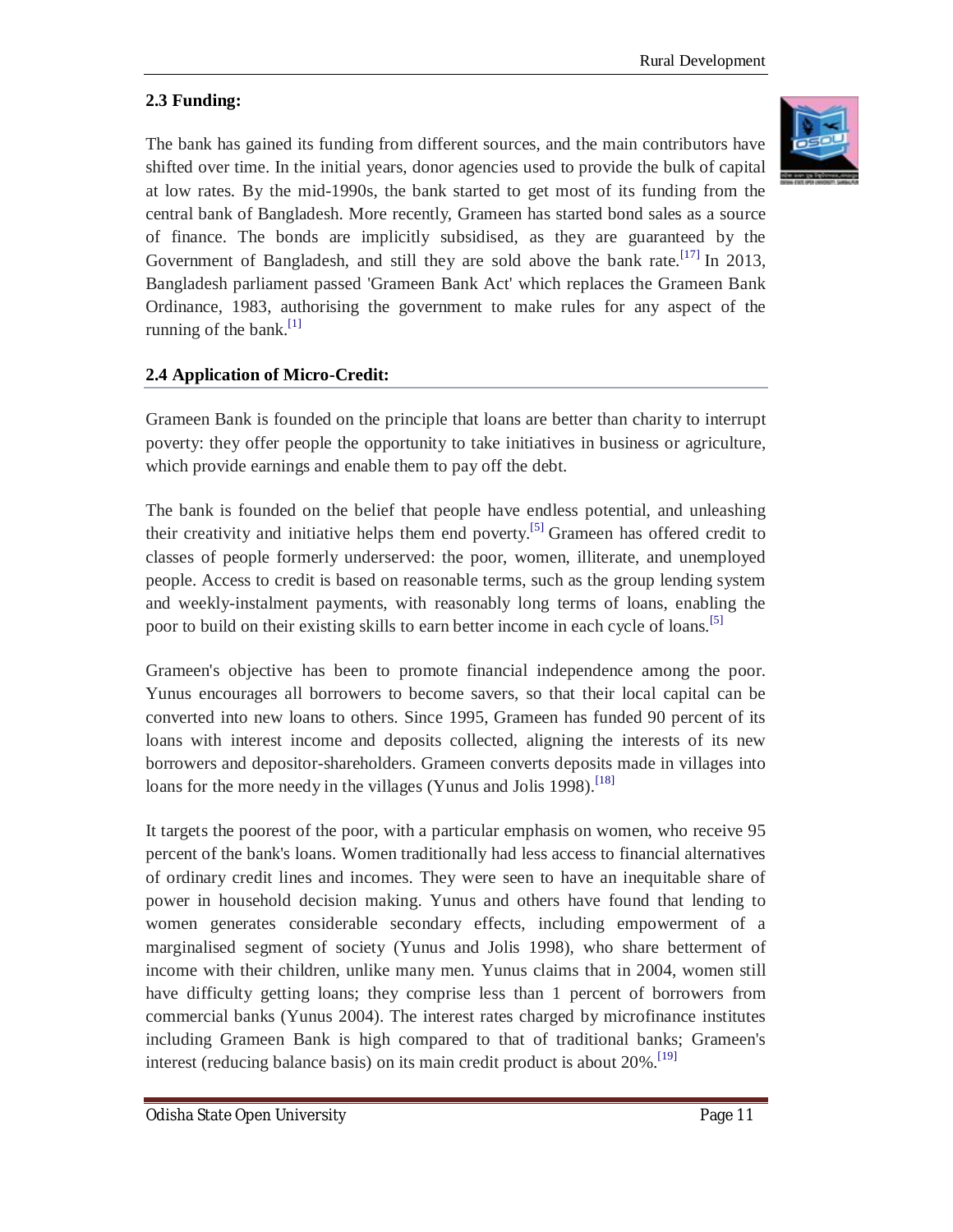## 2.3 Funding:

The bank has gained its funding from different sources, and the main contributors have shifted over time. In the initial years, donor agencies used to provide the bulk of capital at low rates. By the mid-1990s, the bank started to get most of its funding from the central bank of Bangladesh. More recently, Grameen has started bond sales as a source of finance. The bonds are implicitly subsidised, as they are guaranteed by the Government of Bangladesh, and still they are sold above the bank rate.[17] In 2013, Bangladesh parliament passed 'Grameen Bank Act' which replaces the Grameen Bank Ordinance, 1983, authorising the government to make rules for any aspect of the running of the bank.[1]

## 2.4 Application of Micro-Credit:

Grameen Bank is founded on the principle that loans are better than charity to interrupt poverty: they offer people the opportunity to take initiatives in business or agriculture, which provide earnings and enable them to pay off the debt.

The bank is founded on the belief that people have endless potential, and unleashing their creativity and initiative helps them end poverty.[5] Grameen has offered credit to classes of people formerly underserved: the poor, women, illiterate, and unemployed people. Access to credit is based on reasonable terms, such as the group lending system and weekly-instalment payments, with reasonably long terms of loans, enabling the poor to build on their existing skills to earn better income in each cycle of loans.[5]

Grameen's objective has been to promote financial independence among the poor. Yunus encourages all borrowers to become savers, so that their local capital can be converted into new loans to others. Since 1995, Grameen has funded 90 percent of its loans with interest income and deposits collected, aligning the interests of its new borrowers and depositor-shareholders. Grameen converts deposits made in villages into loans for the more needy in the villages (Yunus and Jolis 1998).[18]

It targets the poorest of the poor, with a particular emphasis on women, who receive 95 percent of the bank's loans. Women traditionally had less access to financial alternatives of ordinary credit lines and incomes. They were seen to have an inequitable share of power in household decision making. Yunus and others have found that lending to women generates considerable secondary effects, including empowerment of a marginalised segment of society (Yunus and Jolis 1998), who share betterment of income with their children, unlike many men. Yunus claims that in 2004, women still have difficulty getting loans; they comprise less than 1 percent of borrowers from commercial banks (Yunus 2004). The interest rates charged by microfinance institutes including Grameen Bank is high compared to that of traditional banks; Grameen's interest (reducing balance basis) on its main credit product is about 20%.[19]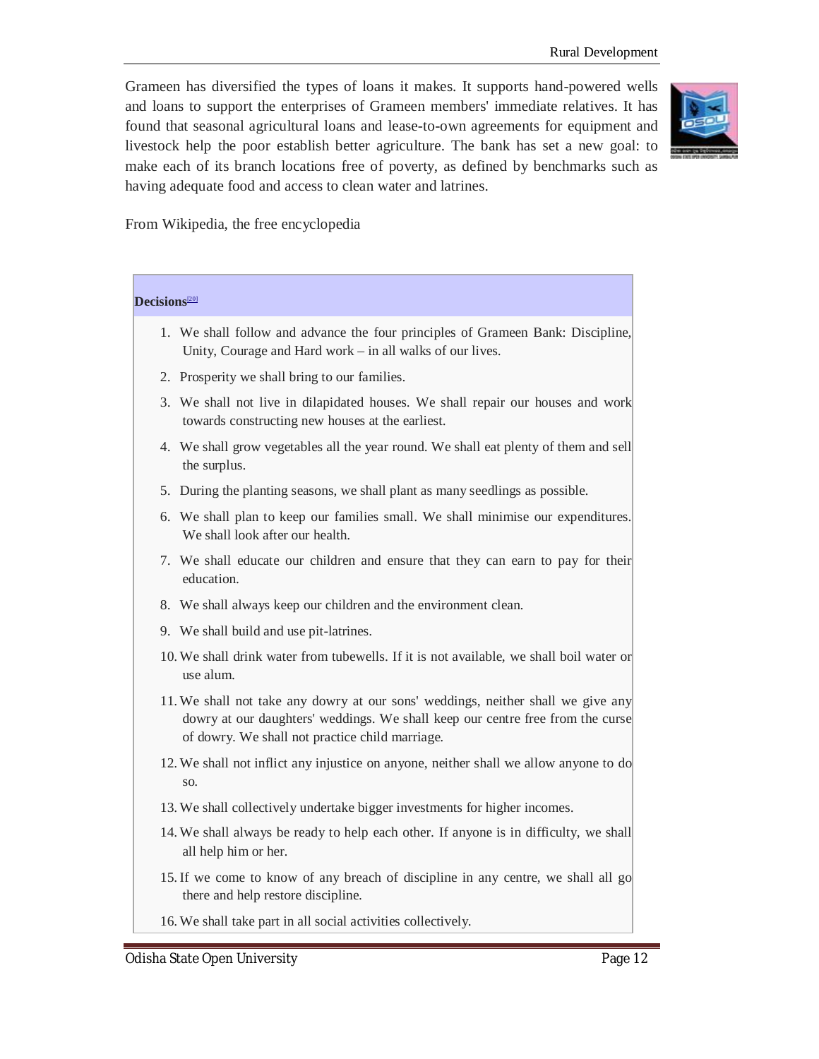Grameen has diversified the types of loans it makes. It supports hand-powered wells and loans to support the enterprises of Grameen members' immediate relatives. It has found that seasonal agricultural loans and lease-to-own agreements for equipment and livestock help the poor establish better agriculture. The bank has set a new goal: to make each of its branch locations free of poverty, as defined by benchmarks such as having adequate food and access to clean water and latrines.

From Wikipedia, the free encyclopedia

**Decisions**[20]

1. We shall follow and advance the four principles of Grameen Bank: Discipline, Unity, Courage and Hard work – in all walks of our lives.
2. Prosperity we shall bring to our families.
3. We shall not live in dilapidated houses. We shall repair our houses and work towards constructing new houses at the earliest.
4. We shall grow vegetables all the year round. We shall eat plenty of them and sell the surplus.
5. During the planting seasons, we shall plant as many seedlings as possible.
6. We shall plan to keep our families small. We shall minimise our expenditures. We shall look after our health.
7. We shall educate our children and ensure that they can earn to pay for their education.
8. We shall always keep our children and the environment clean.
9. We shall build and use pit-latrines.
10. We shall drink water from tubewells. If it is not available, we shall boil water or use alum.
11. We shall not take any dowry at our sons' weddings, neither shall we give any dowry at our daughters' weddings. We shall keep our centre free from the curse of dowry. We shall not practice child marriage.
12. We shall not inflict any injustice on anyone, neither shall we allow anyone to do so.
13. We shall collectively undertake bigger investments for higher incomes.
14. We shall always be ready to help each other. If anyone is in difficulty, we shall all help him or her.
15. If we come to know of any breach of discipline in any centre, we shall all go there and help restore discipline.
16. We shall take part in all social activities collectively.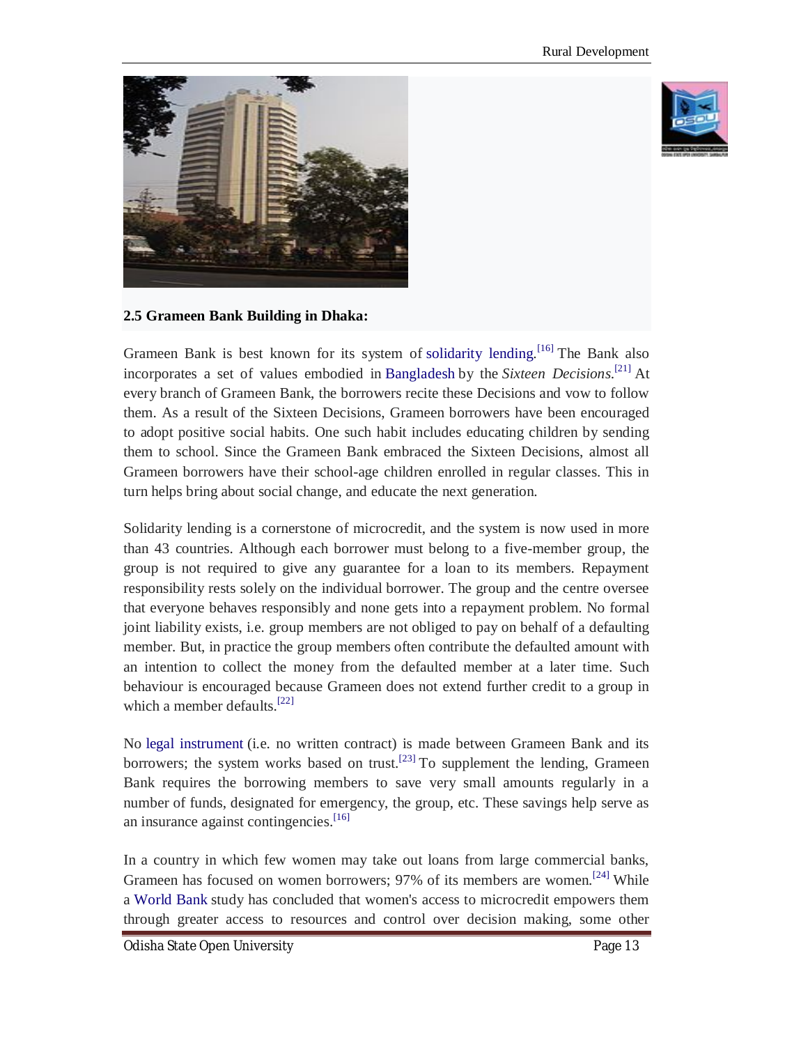**2.5 Grameen Bank Building in Dhaka:**

Grameen Bank is best known for its system of solidarity lending.[16] The Bank also incorporates a set of values embodied in Bangladesh by the *Sixteen Decisions*.[21] At every branch of Grameen Bank, the borrowers recite these Decisions and vow to follow them. As a result of the Sixteen Decisions, Grameen borrowers have been encouraged to adopt positive social habits. One such habit includes educating children by sending them to school. Since the Grameen Bank embraced the Sixteen Decisions, almost all Grameen borrowers have their school-age children enrolled in regular classes. This in turn helps bring about social change, and educate the next generation.

Solidarity lending is a cornerstone of microcredit, and the system is now used in more than 43 countries. Although each borrower must belong to a five-member group, the group is not required to give any guarantee for a loan to its members. Repayment responsibility rests solely on the individual borrower. The group and the centre oversee that everyone behaves responsibly and none gets into a repayment problem. No formal joint liability exists, i.e. group members are not obliged to pay on behalf of a defaulting member. But, in practice the group members often contribute the defaulted amount with an intention to collect the money from the defaulted member at a later time. Such behaviour is encouraged because Grameen does not extend further credit to a group in which a member defaults.[22]

No legal instrument (i.e. no written contract) is made between Grameen Bank and its borrowers; the system works based on trust.[23] To supplement the lending, Grameen Bank requires the borrowing members to save very small amounts regularly in a number of funds, designated for emergency, the group, etc. These savings help serve as an insurance against contingencies.[16]

In a country in which few women may take out loans from large commercial banks, Grameen has focused on women borrowers; 97% of its members are women.[24] While a World Bank study has concluded that women's access to microcredit empowers them through greater access to resources and control over decision making, some other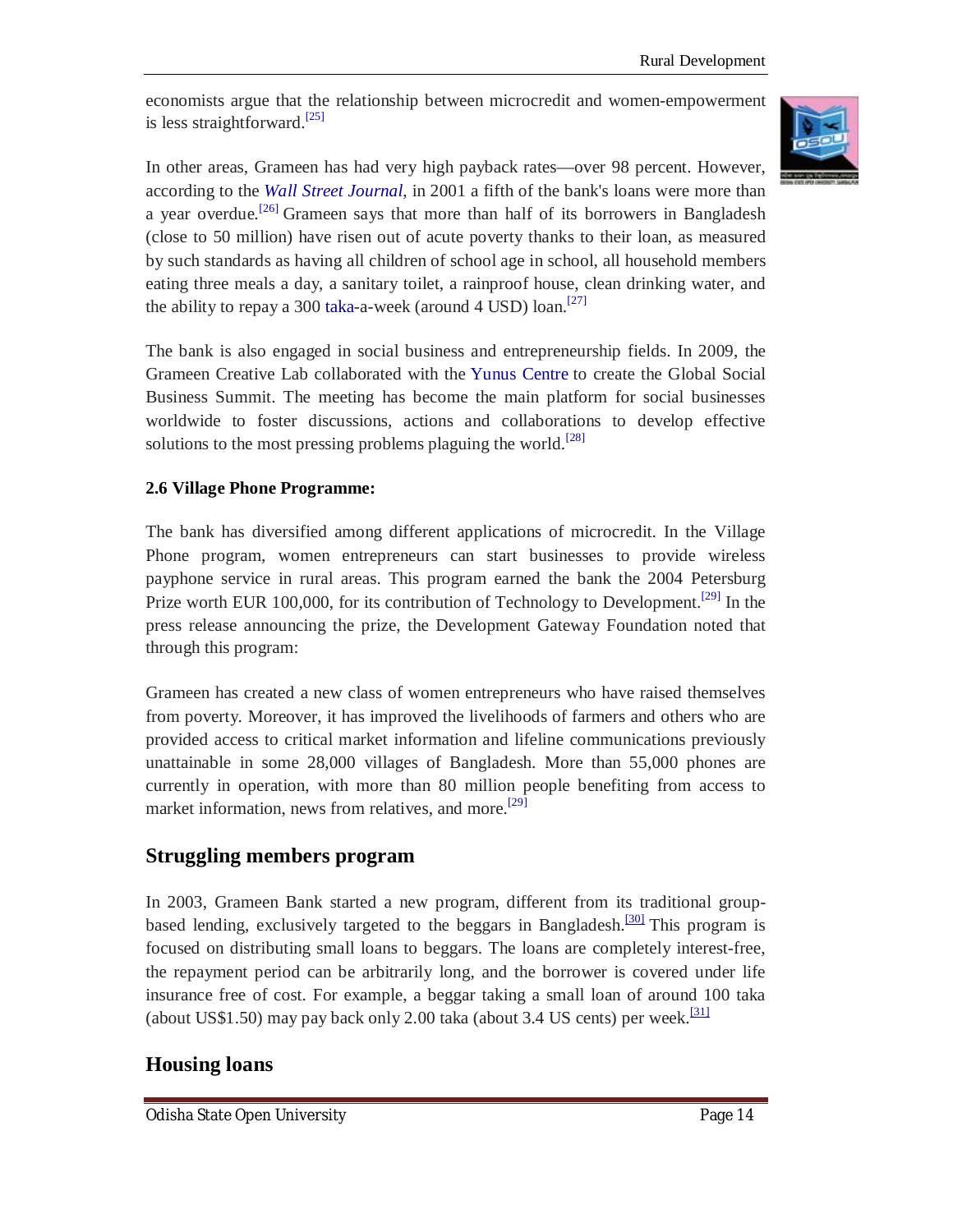economists argue that the relationship between microcredit and women-empowerment is less straightforward.[25]

In other areas, Grameen has had very high payback rates—over 98 percent. However, according to the *Wall Street Journal*, in 2001 a fifth of the bank's loans were more than a year overdue.[26] Grameen says that more than half of its borrowers in Bangladesh (close to 50 million) have risen out of acute poverty thanks to their loan, as measured by such standards as having all children of school age in school, all household members eating three meals a day, a sanitary toilet, a rainproof house, clean drinking water, and the ability to repay a 300 taka-a-week (around 4 USD) loan.[27]

The bank is also engaged in social business and entrepreneurship fields. In 2009, the Grameen Creative Lab collaborated with the Yunus Centre to create the Global Social Business Summit. The meeting has become the main platform for social businesses worldwide to foster discussions, actions and collaborations to develop effective solutions to the most pressing problems plaguing the world.[28]

**2.6 Village Phone Programme:**

The bank has diversified among different applications of microcredit. In the Village Phone program, women entrepreneurs can start businesses to provide wireless payphone service in rural areas. This program earned the bank the 2004 Petersburg Prize worth EUR 100,000, for its contribution of Technology to Development.[29] In the press release announcing the prize, the Development Gateway Foundation noted that through this program:

Grameen has created a new class of women entrepreneurs who have raised themselves from poverty. Moreover, it has improved the livelihoods of farmers and others who are provided access to critical market information and lifeline communications previously unattainable in some 28,000 villages of Bangladesh. More than 55,000 phones are currently in operation, with more than 80 million people benefiting from access to market information, news from relatives, and more.[29]

## Struggling members program

In 2003, Grameen Bank started a new program, different from its traditional group-based lending, exclusively targeted to the beggars in Bangladesh.[30] This program is focused on distributing small loans to beggars. The loans are completely interest-free, the repayment period can be arbitrarily long, and the borrower is covered under life insurance free of cost. For example, a beggar taking a small loan of around 100 taka (about US$1.50) may pay back only 2.00 taka (about 3.4 US cents) per week.[31]

## Housing loans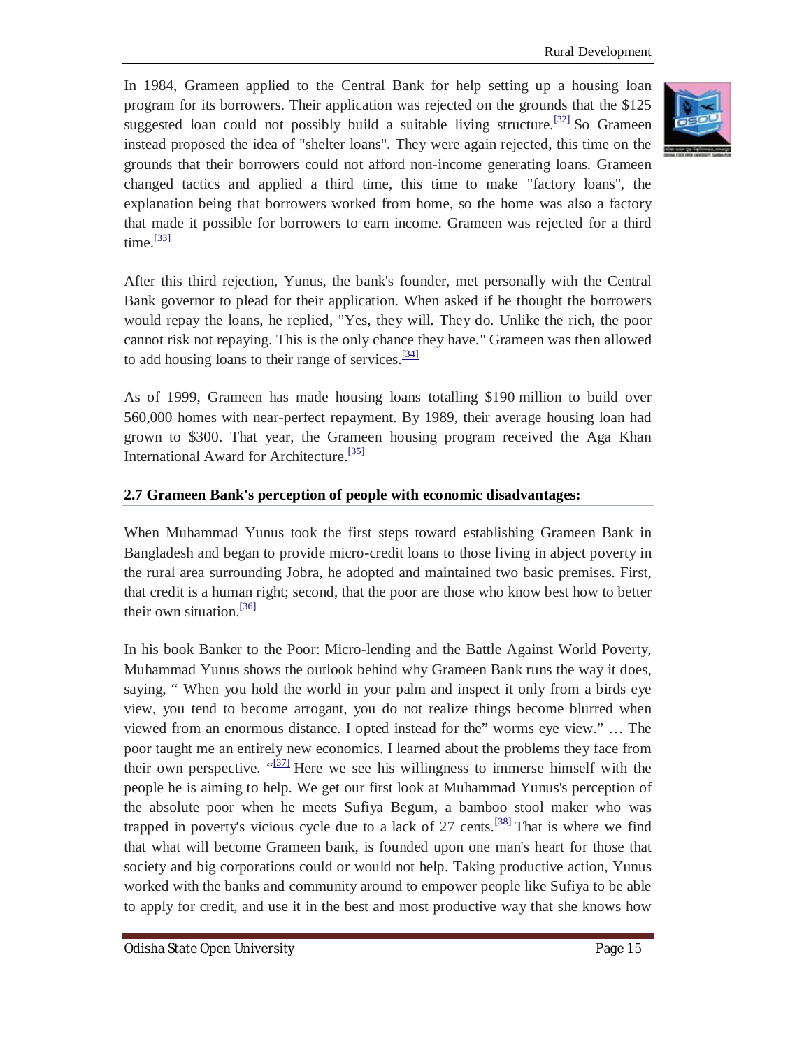In 1984, Grameen applied to the Central Bank for help setting up a housing loan program for its borrowers. Their application was rejected on the grounds that the $125 suggested loan could not possibly build a suitable living structure.[32] So Grameen instead proposed the idea of "shelter loans". They were again rejected, this time on the grounds that their borrowers could not afford non-income generating loans. Grameen changed tactics and applied a third time, this time to make "factory loans", the explanation being that borrowers worked from home, so the home was also a factory that made it possible for borrowers to earn income. Grameen was rejected for a third time.[33]

After this third rejection, Yunus, the bank's founder, met personally with the Central Bank governor to plead for their application. When asked if he thought the borrowers would repay the loans, he replied, "Yes, they will. They do. Unlike the rich, the poor cannot risk not repaying. This is the only chance they have." Grameen was then allowed to add housing loans to their range of services.[34]

As of 1999, Grameen has made housing loans totalling $190 million to build over 560,000 homes with near-perfect repayment. By 1989, their average housing loan had grown to $300. That year, the Grameen housing program received the Aga Khan International Award for Architecture.[35]

## 2.7 Grameen Bank's perception of people with economic disadvantages:

When Muhammad Yunus took the first steps toward establishing Grameen Bank in Bangladesh and began to provide micro-credit loans to those living in abject poverty in the rural area surrounding Jobra, he adopted and maintained two basic premises. First, that credit is a human right; second, that the poor are those who know best how to better their own situation.[36]

In his book Banker to the Poor: Micro-lending and the Battle Against World Poverty, Muhammad Yunus shows the outlook behind why Grameen Bank runs the way it does, saying, " When you hold the world in your palm and inspect it only from a birds eye view, you tend to become arrogant, you do not realize things become blurred when viewed from an enormous distance. I opted instead for the" worms eye view." … The poor taught me an entirely new economics. I learned about the problems they face from their own perspective. "[37] Here we see his willingness to immerse himself with the people he is aiming to help. We get our first look at Muhammad Yunus's perception of the absolute poor when he meets Sufiya Begum, a bamboo stool maker who was trapped in poverty's vicious cycle due to a lack of 27 cents.[38] That is where we find that what will become Grameen bank, is founded upon one man's heart for those that society and big corporations could or would not help. Taking productive action, Yunus worked with the banks and community around to empower people like Sufiya to be able to apply for credit, and use it in the best and most productive way that she knows how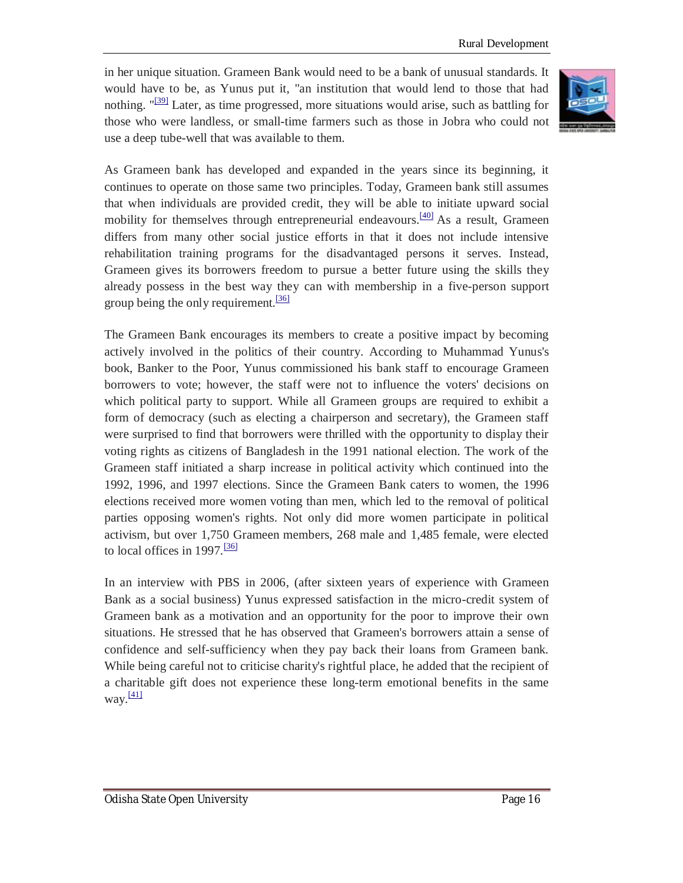in her unique situation. Grameen Bank would need to be a bank of unusual standards. It would have to be, as Yunus put it, "an institution that would lend to those that had nothing. "[39] Later, as time progressed, more situations would arise, such as battling for those who were landless, or small-time farmers such as those in Jobra who could not use a deep tube-well that was available to them.

As Grameen bank has developed and expanded in the years since its beginning, it continues to operate on those same two principles. Today, Grameen bank still assumes that when individuals are provided credit, they will be able to initiate upward social mobility for themselves through entrepreneurial endeavours.[40] As a result, Grameen differs from many other social justice efforts in that it does not include intensive rehabilitation training programs for the disadvantaged persons it serves. Instead, Grameen gives its borrowers freedom to pursue a better future using the skills they already possess in the best way they can with membership in a five-person support group being the only requirement.[36]

The Grameen Bank encourages its members to create a positive impact by becoming actively involved in the politics of their country. According to Muhammad Yunus's book, Banker to the Poor, Yunus commissioned his bank staff to encourage Grameen borrowers to vote; however, the staff were not to influence the voters' decisions on which political party to support. While all Grameen groups are required to exhibit a form of democracy (such as electing a chairperson and secretary), the Grameen staff were surprised to find that borrowers were thrilled with the opportunity to display their voting rights as citizens of Bangladesh in the 1991 national election. The work of the Grameen staff initiated a sharp increase in political activity which continued into the 1992, 1996, and 1997 elections. Since the Grameen Bank caters to women, the 1996 elections received more women voting than men, which led to the removal of political parties opposing women's rights. Not only did more women participate in political activism, but over 1,750 Grameen members, 268 male and 1,485 female, were elected to local offices in 1997.[36]

In an interview with PBS in 2006, (after sixteen years of experience with Grameen Bank as a social business) Yunus expressed satisfaction in the micro-credit system of Grameen bank as a motivation and an opportunity for the poor to improve their own situations. He stressed that he has observed that Grameen's borrowers attain a sense of confidence and self-sufficiency when they pay back their loans from Grameen bank. While being careful not to criticise charity's rightful place, he added that the recipient of a charitable gift does not experience these long-term emotional benefits in the same way.[41]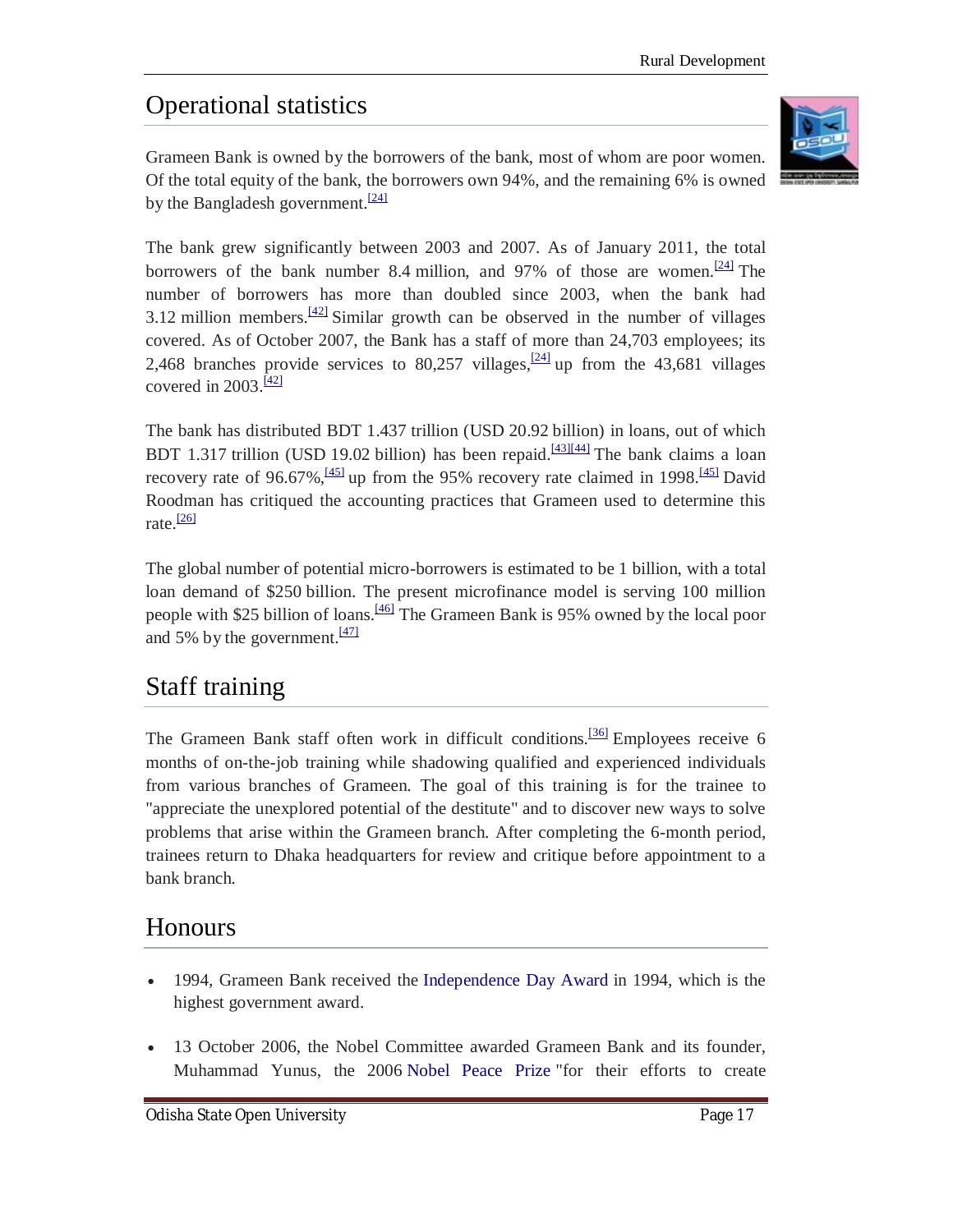## Operational statistics

Grameen Bank is owned by the borrowers of the bank, most of whom are poor women. Of the total equity of the bank, the borrowers own 94%, and the remaining 6% is owned by the Bangladesh government.[24]

The bank grew significantly between 2003 and 2007. As of January 2011, the total borrowers of the bank number 8.4 million, and 97% of those are women.[24] The number of borrowers has more than doubled since 2003, when the bank had 3.12 million members.[42] Similar growth can be observed in the number of villages covered. As of October 2007, the Bank has a staff of more than 24,703 employees; its 2,468 branches provide services to 80,257 villages,[24] up from the 43,681 villages covered in 2003.[42]

The bank has distributed BDT 1.437 trillion (USD 20.92 billion) in loans, out of which BDT 1.317 trillion (USD 19.02 billion) has been repaid.[43][44] The bank claims a loan recovery rate of 96.67%,[45] up from the 95% recovery rate claimed in 1998.[45] David Roodman has critiqued the accounting practices that Grameen used to determine this rate.[26]

The global number of potential micro-borrowers is estimated to be 1 billion, with a total loan demand of $250 billion. The present microfinance model is serving 100 million people with $25 billion of loans.[46] The Grameen Bank is 95% owned by the local poor and 5% by the government.[47]

## Staff training

The Grameen Bank staff often work in difficult conditions.[36] Employees receive 6 months of on-the-job training while shadowing qualified and experienced individuals from various branches of Grameen. The goal of this training is for the trainee to "appreciate the unexplored potential of the destitute" and to discover new ways to solve problems that arise within the Grameen branch. After completing the 6-month period, trainees return to Dhaka headquarters for review and critique before appointment to a bank branch.

## Honours

- 1994, Grameen Bank received the Independence Day Award in 1994, which is the highest government award.
- 13 October 2006, the Nobel Committee awarded Grameen Bank and its founder, Muhammad Yunus, the 2006 Nobel Peace Prize "for their efforts to create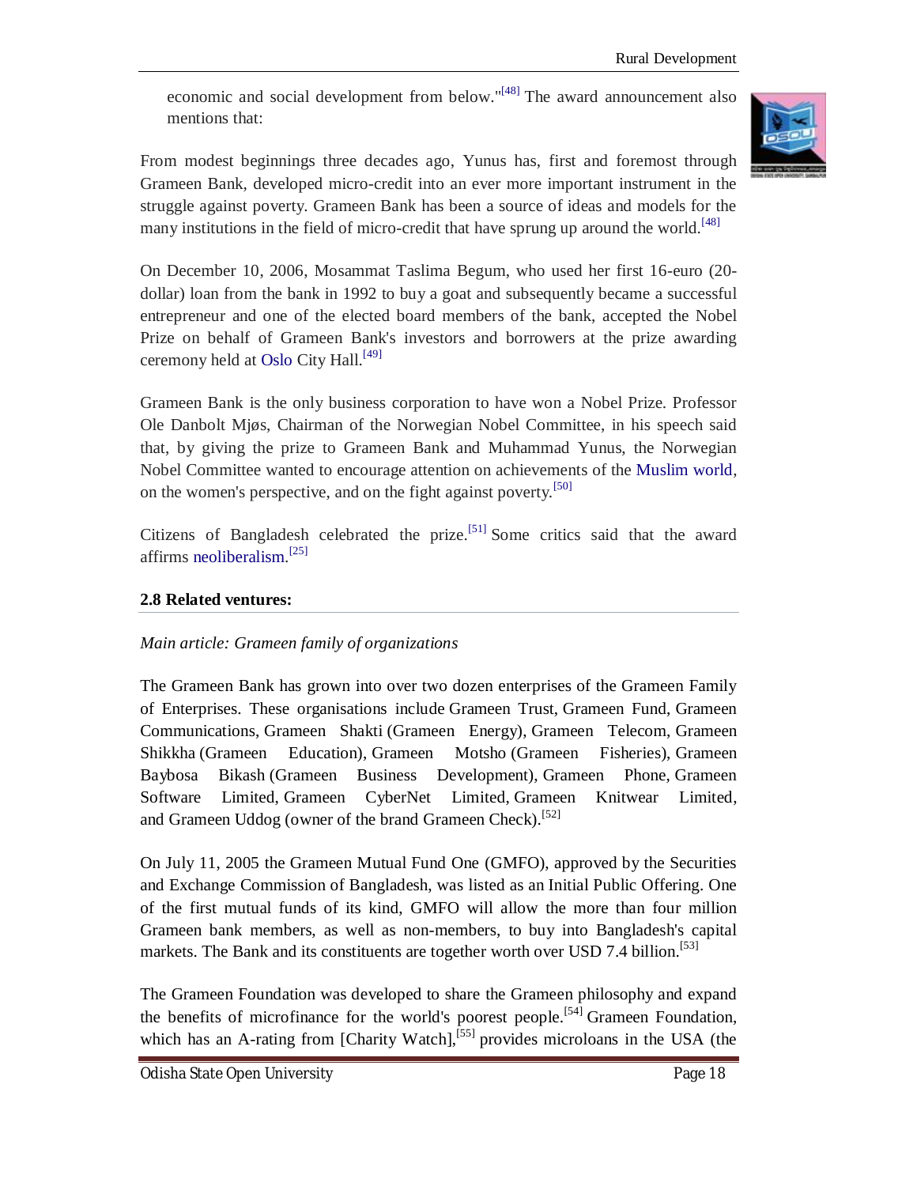economic and social development from below."[48] The award announcement also mentions that:

From modest beginnings three decades ago, Yunus has, first and foremost through Grameen Bank, developed micro-credit into an ever more important instrument in the struggle against poverty. Grameen Bank has been a source of ideas and models for the many institutions in the field of micro-credit that have sprung up around the world.[48]

On December 10, 2006, Mosammat Taslima Begum, who used her first 16-euro (20-dollar) loan from the bank in 1992 to buy a goat and subsequently became a successful entrepreneur and one of the elected board members of the bank, accepted the Nobel Prize on behalf of Grameen Bank's investors and borrowers at the prize awarding ceremony held at Oslo City Hall.[49]

Grameen Bank is the only business corporation to have won a Nobel Prize. Professor Ole Danbolt Mjøs, Chairman of the Norwegian Nobel Committee, in his speech said that, by giving the prize to Grameen Bank and Muhammad Yunus, the Norwegian Nobel Committee wanted to encourage attention on achievements of the Muslim world, on the women's perspective, and on the fight against poverty.[50]

Citizens of Bangladesh celebrated the prize.[51] Some critics said that the award affirms neoliberalism.[25]

### 2.8 Related ventures:

*Main article: Grameen family of organizations*

The Grameen Bank has grown into over two dozen enterprises of the Grameen Family of Enterprises. These organisations include Grameen Trust, Grameen Fund, Grameen Communications, Grameen Shakti (Grameen Energy), Grameen Telecom, Grameen Shikkha (Grameen Education), Grameen Motsho (Grameen Fisheries), Grameen Baybosa Bikash (Grameen Business Development), Grameen Phone, Grameen Software Limited, Grameen CyberNet Limited, Grameen Knitwear Limited, and Grameen Uddog (owner of the brand Grameen Check).[52]

On July 11, 2005 the Grameen Mutual Fund One (GMFO), approved by the Securities and Exchange Commission of Bangladesh, was listed as an Initial Public Offering. One of the first mutual funds of its kind, GMFO will allow the more than four million Grameen bank members, as well as non-members, to buy into Bangladesh's capital markets. The Bank and its constituents are together worth over USD 7.4 billion.[53]

The Grameen Foundation was developed to share the Grameen philosophy and expand the benefits of microfinance for the world's poorest people.[54] Grameen Foundation, which has an A-rating from [Charity Watch],[55] provides microloans in the USA (the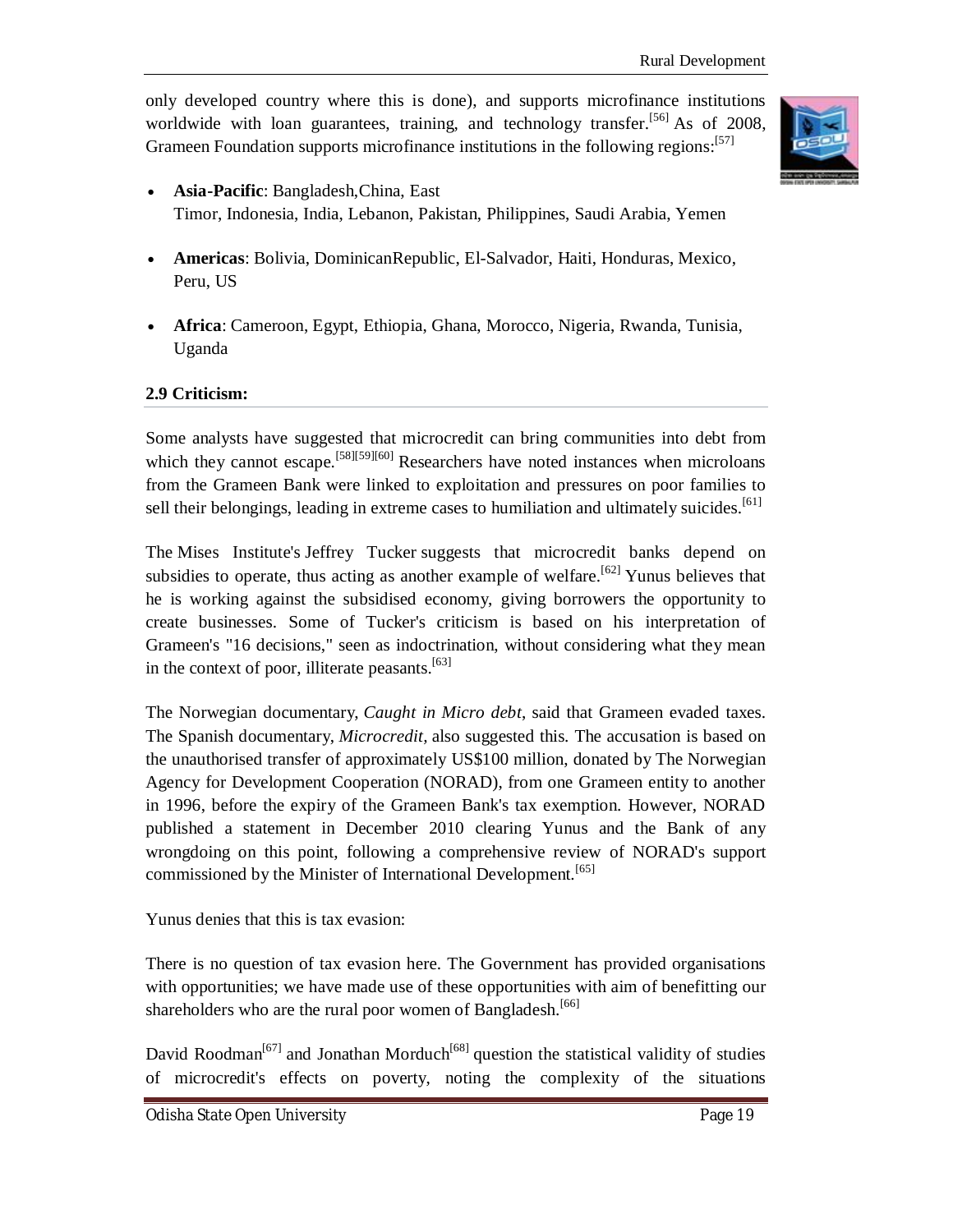only developed country where this is done), and supports microfinance institutions worldwide with loan guarantees, training, and technology transfer.[56] As of 2008, Grameen Foundation supports microfinance institutions in the following regions:[57]

- **Asia-Pacific**: Bangladesh,China, East Timor, Indonesia, India, Lebanon, Pakistan, Philippines, Saudi Arabia, Yemen
- **Americas**: Bolivia, DominicanRepublic, El-Salvador, Haiti, Honduras, Mexico, Peru, US
- **Africa**: Cameroon, Egypt, Ethiopia, Ghana, Morocco, Nigeria, Rwanda, Tunisia, Uganda

## 2.9 Criticism:

Some analysts have suggested that microcredit can bring communities into debt from which they cannot escape.[58][59][60] Researchers have noted instances when microloans from the Grameen Bank were linked to exploitation and pressures on poor families to sell their belongings, leading in extreme cases to humiliation and ultimately suicides.[61]

The Mises Institute's Jeffrey Tucker suggests that microcredit banks depend on subsidies to operate, thus acting as another example of welfare.[62] Yunus believes that he is working against the subsidised economy, giving borrowers the opportunity to create businesses. Some of Tucker's criticism is based on his interpretation of Grameen's "16 decisions," seen as indoctrination, without considering what they mean in the context of poor, illiterate peasants.[63]

The Norwegian documentary, *Caught in Micro debt*, said that Grameen evaded taxes. The Spanish documentary, *Microcredit*, also suggested this. The accusation is based on the unauthorised transfer of approximately US$100 million, donated by The Norwegian Agency for Development Cooperation (NORAD), from one Grameen entity to another in 1996, before the expiry of the Grameen Bank's tax exemption. However, NORAD published a statement in December 2010 clearing Yunus and the Bank of any wrongdoing on this point, following a comprehensive review of NORAD's support commissioned by the Minister of International Development.[65]

Yunus denies that this is tax evasion:

There is no question of tax evasion here. The Government has provided organisations with opportunities; we have made use of these opportunities with aim of benefitting our shareholders who are the rural poor women of Bangladesh.[66]

David Roodman[67] and Jonathan Morduch[68] question the statistical validity of studies of microcredit's effects on poverty, noting the complexity of the situations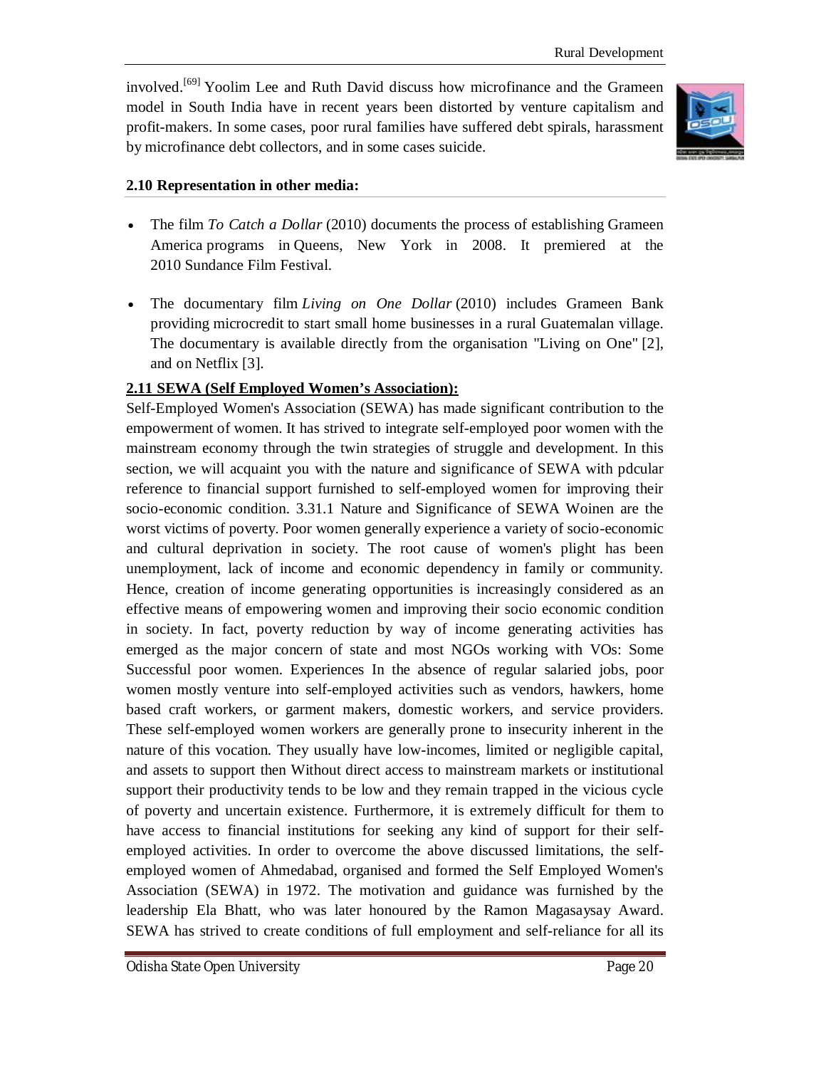involved.[69] Yoolim Lee and Ruth David discuss how microfinance and the Grameen model in South India have in recent years been distorted by venture capitalism and profit-makers. In some cases, poor rural families have suffered debt spirals, harassment by microfinance debt collectors, and in some cases suicide.

**2.10 Representation in other media:**

- The film *To Catch a Dollar* (2010) documents the process of establishing Grameen America programs in Queens, New York in 2008. It premiered at the 2010 Sundance Film Festival.
- The documentary film *Living on One Dollar* (2010) includes Grameen Bank providing microcredit to start small home businesses in a rural Guatemalan village. The documentary is available directly from the organisation "Living on One" [2], and on Netflix [3].

**2.11 SEWA (Self Employed Women's Association):**

Self-Employed Women's Association (SEWA) has made significant contribution to the empowerment of women. It has strived to integrate self-employed poor women with the mainstream economy through the twin strategies of struggle and development. In this section, we will acquaint you with the nature and significance of SEWA with pdcular reference to financial support furnished to self-employed women for improving their socio-economic condition. 3.31.1 Nature and Significance of SEWA Woinen are the worst victims of poverty. Poor women generally experience a variety of socio-economic and cultural deprivation in society. The root cause of women's plight has been unemployment, lack of income and economic dependency in family or community. Hence, creation of income generating opportunities is increasingly considered as an effective means of empowering women and improving their socio economic condition in society. In fact, poverty reduction by way of income generating activities has emerged as the major concern of state and most NGOs working with VOs: Some Successful poor women. Experiences In the absence of regular salaried jobs, poor women mostly venture into self-employed activities such as vendors, hawkers, home based craft workers, or garment makers, domestic workers, and service providers. These self-employed women workers are generally prone to insecurity inherent in the nature of this vocation. They usually have low-incomes, limited or negligible capital, and assets to support then Without direct access to mainstream markets or institutional support their productivity tends to be low and they remain trapped in the vicious cycle of poverty and uncertain existence. Furthermore, it is extremely difficult for them to have access to financial institutions for seeking any kind of support for their self-employed activities. In order to overcome the above discussed limitations, the self-employed women of Ahmedabad, organised and formed the Self Employed Women's Association (SEWA) in 1972. The motivation and guidance was furnished by the leadership Ela Bhatt, who was later honoured by the Ramon Magasaysay Award. SEWA has strived to create conditions of full employment and self-reliance for all its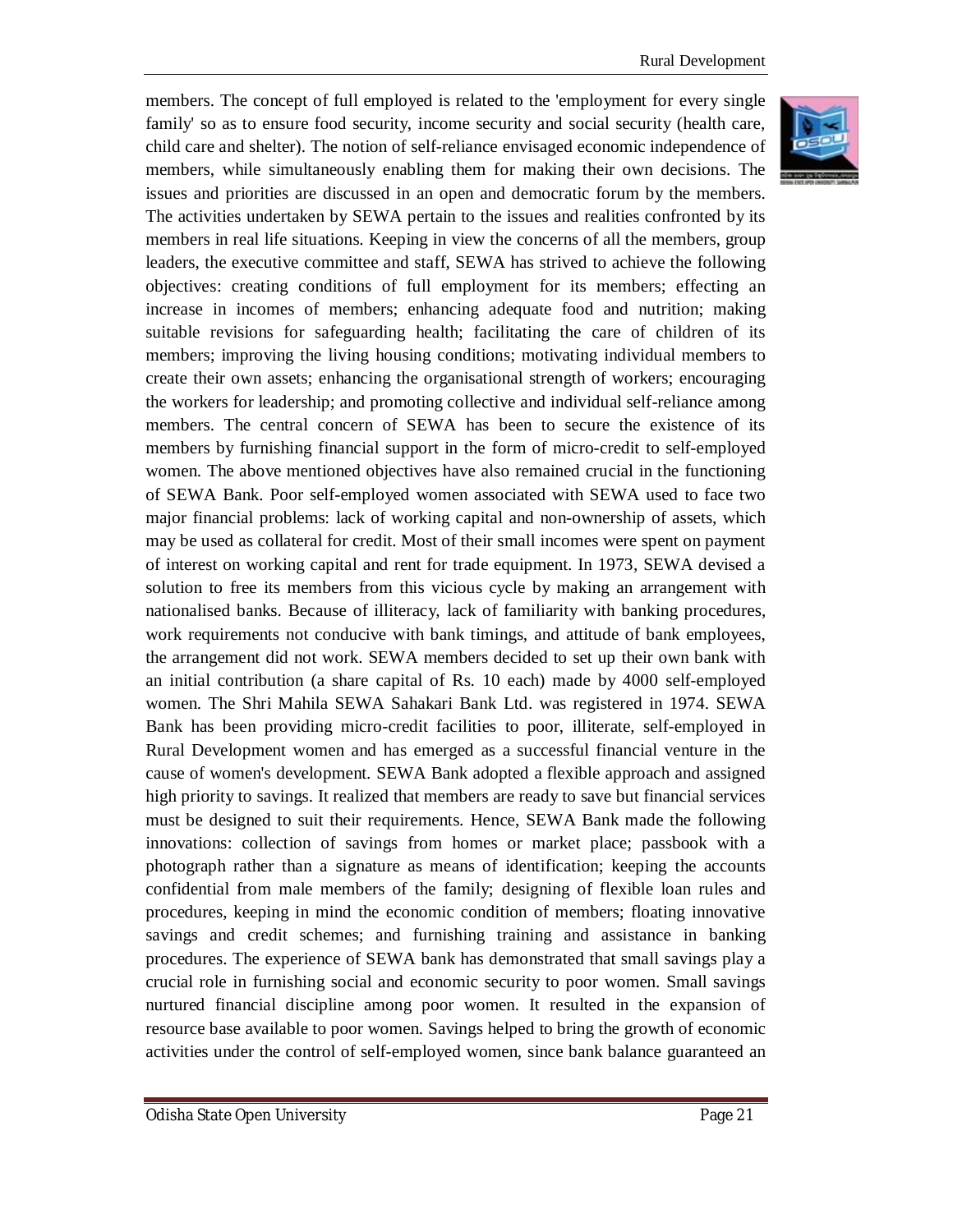members. The concept of full employed is related to the 'employment for every single family' so as to ensure food security, income security and social security (health care, child care and shelter). The notion of self-reliance envisaged economic independence of members, while simultaneously enabling them for making their own decisions. The issues and priorities are discussed in an open and democratic forum by the members. The activities undertaken by SEWA pertain to the issues and realities confronted by its members in real life situations. Keeping in view the concerns of all the members, group leaders, the executive committee and staff, SEWA has strived to achieve the following objectives: creating conditions of full employment for its members; effecting an increase in incomes of members; enhancing adequate food and nutrition; making suitable revisions for safeguarding health; facilitating the care of children of its members; improving the living housing conditions; motivating individual members to create their own assets; enhancing the organisational strength of workers; encouraging the workers for leadership; and promoting collective and individual self-reliance among members. The central concern of SEWA has been to secure the existence of its members by furnishing financial support in the form of micro-credit to self-employed women. The above mentioned objectives have also remained crucial in the functioning of SEWA Bank. Poor self-employed women associated with SEWA used to face two major financial problems: lack of working capital and non-ownership of assets, which may be used as collateral for credit. Most of their small incomes were spent on payment of interest on working capital and rent for trade equipment. In 1973, SEWA devised a solution to free its members from this vicious cycle by making an arrangement with nationalised banks. Because of illiteracy, lack of familiarity with banking procedures, work requirements not conducive with bank timings, and attitude of bank employees, the arrangement did not work. SEWA members decided to set up their own bank with an initial contribution (a share capital of Rs. 10 each) made by 4000 self-employed women. The Shri Mahila SEWA Sahakari Bank Ltd. was registered in 1974. SEWA Bank has been providing micro-credit facilities to poor, illiterate, self-employed in Rural Development women and has emerged as a successful financial venture in the cause of women's development. SEWA Bank adopted a flexible approach and assigned high priority to savings. It realized that members are ready to save but financial services must be designed to suit their requirements. Hence, SEWA Bank made the following innovations: collection of savings from homes or market place; passbook with a photograph rather than a signature as means of identification; keeping the accounts confidential from male members of the family; designing of flexible loan rules and procedures, keeping in mind the economic condition of members; floating innovative savings and credit schemes; and furnishing training and assistance in banking procedures. The experience of SEWA bank has demonstrated that small savings play a crucial role in furnishing social and economic security to poor women. Small savings nurtured financial discipline among poor women. It resulted in the expansion of resource base available to poor women. Savings helped to bring the growth of economic activities under the control of self-employed women, since bank balance guaranteed an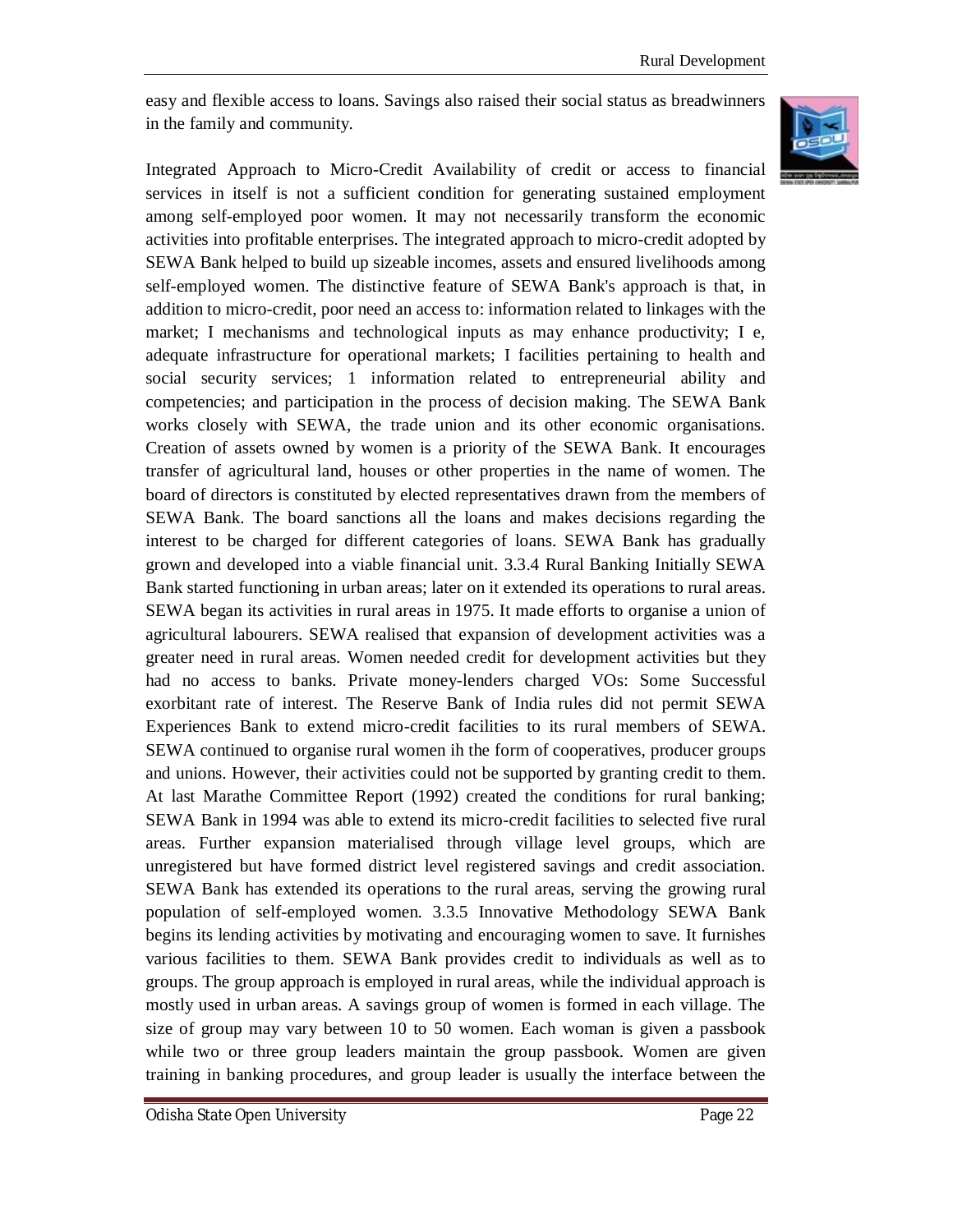easy and flexible access to loans. Savings also raised their social status as breadwinners in the family and community.

Integrated Approach to Micro-Credit Availability of credit or access to financial services in itself is not a sufficient condition for generating sustained employment among self-employed poor women. It may not necessarily transform the economic activities into profitable enterprises. The integrated approach to micro-credit adopted by SEWA Bank helped to build up sizeable incomes, assets and ensured livelihoods among self-employed women. The distinctive feature of SEWA Bank's approach is that, in addition to micro-credit, poor need an access to: information related to linkages with the market; I mechanisms and technological inputs as may enhance productivity; I e, adequate infrastructure for operational markets; I facilities pertaining to health and social security services; 1 information related to entrepreneurial ability and competencies; and participation in the process of decision making. The SEWA Bank works closely with SEWA, the trade union and its other economic organisations. Creation of assets owned by women is a priority of the SEWA Bank. It encourages transfer of agricultural land, houses or other properties in the name of women. The board of directors is constituted by elected representatives drawn from the members of SEWA Bank. The board sanctions all the loans and makes decisions regarding the interest to be charged for different categories of loans. SEWA Bank has gradually grown and developed into a viable financial unit. 3.3.4 Rural Banking Initially SEWA Bank started functioning in urban areas; later on it extended its operations to rural areas. SEWA began its activities in rural areas in 1975. It made efforts to organise a union of agricultural labourers. SEWA realised that expansion of development activities was a greater need in rural areas. Women needed credit for development activities but they had no access to banks. Private money-lenders charged VOs: Some Successful exorbitant rate of interest. The Reserve Bank of India rules did not permit SEWA Experiences Bank to extend micro-credit facilities to its rural members of SEWA. SEWA continued to organise rural women ih the form of cooperatives, producer groups and unions. However, their activities could not be supported by granting credit to them. At last Marathe Committee Report (1992) created the conditions for rural banking; SEWA Bank in 1994 was able to extend its micro-credit facilities to selected five rural areas. Further expansion materialised through village level groups, which are unregistered but have formed district level registered savings and credit association. SEWA Bank has extended its operations to the rural areas, serving the growing rural population of self-employed women. 3.3.5 Innovative Methodology SEWA Bank begins its lending activities by motivating and encouraging women to save. It furnishes various facilities to them. SEWA Bank provides credit to individuals as well as to groups. The group approach is employed in rural areas, while the individual approach is mostly used in urban areas. A savings group of women is formed in each village. The size of group may vary between 10 to 50 women. Each woman is given a passbook while two or three group leaders maintain the group passbook. Women are given training in banking procedures, and group leader is usually the interface between the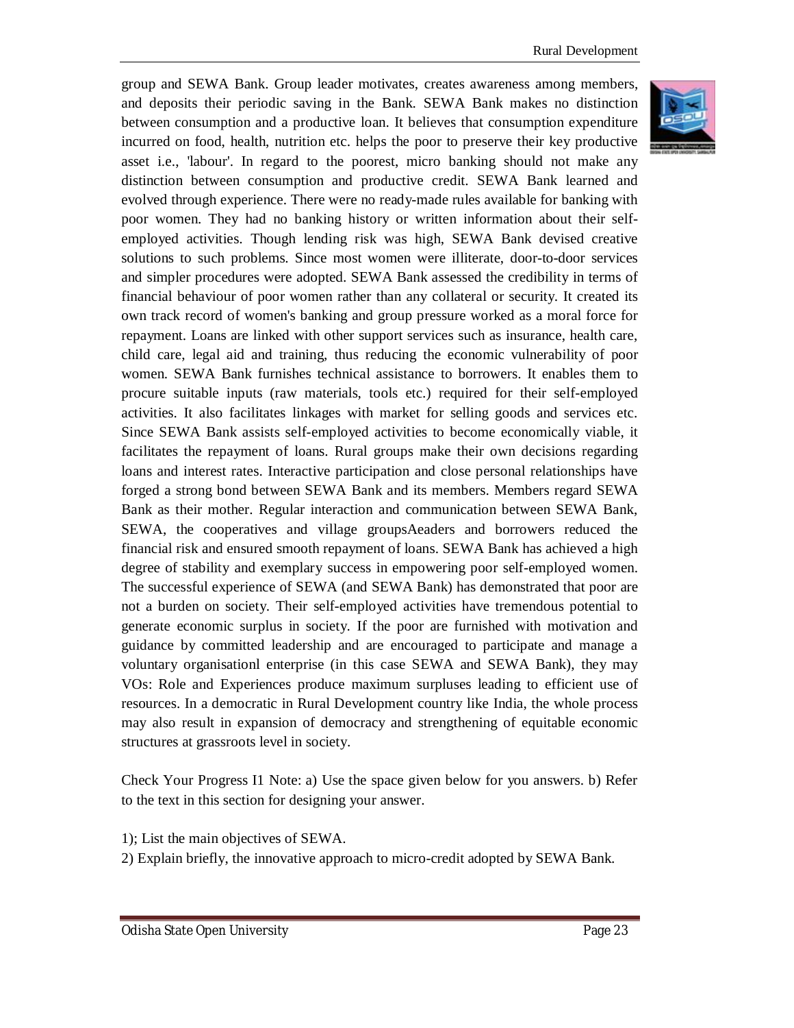group and SEWA Bank. Group leader motivates, creates awareness among members, and deposits their periodic saving in the Bank. SEWA Bank makes no distinction between consumption and a productive loan. It believes that consumption expenditure incurred on food, health, nutrition etc. helps the poor to preserve their key productive asset i.e., 'labour'. In regard to the poorest, micro banking should not make any distinction between consumption and productive credit. SEWA Bank learned and evolved through experience. There were no ready-made rules available for banking with poor women. They had no banking history or written information about their self-employed activities. Though lending risk was high, SEWA Bank devised creative solutions to such problems. Since most women were illiterate, door-to-door services and simpler procedures were adopted. SEWA Bank assessed the credibility in terms of financial behaviour of poor women rather than any collateral or security. It created its own track record of women's banking and group pressure worked as a moral force for repayment. Loans are linked with other support services such as insurance, health care, child care, legal aid and training, thus reducing the economic vulnerability of poor women. SEWA Bank furnishes technical assistance to borrowers. It enables them to procure suitable inputs (raw materials, tools etc.) required for their self-employed activities. It also facilitates linkages with market for selling goods and services etc. Since SEWA Bank assists self-employed activities to become economically viable, it facilitates the repayment of loans. Rural groups make their own decisions regarding loans and interest rates. Interactive participation and close personal relationships have forged a strong bond between SEWA Bank and its members. Members regard SEWA Bank as their mother. Regular interaction and communication between SEWA Bank, SEWA, the cooperatives and village groupsAeaders and borrowers reduced the financial risk and ensured smooth repayment of loans. SEWA Bank has achieved a high degree of stability and exemplary success in empowering poor self-employed women. The successful experience of SEWA (and SEWA Bank) has demonstrated that poor are not a burden on society. Their self-employed activities have tremendous potential to generate economic surplus in society. If the poor are furnished with motivation and guidance by committed leadership and are encouraged to participate and manage a voluntary organisationl enterprise (in this case SEWA and SEWA Bank), they may VOs: Role and Experiences produce maximum surpluses leading to efficient use of resources. In a democratic in Rural Development country like India, the whole process may also result in expansion of democracy and strengthening of equitable economic structures at grassroots level in society.

Check Your Progress I1 Note: a) Use the space given below for you answers. b) Refer to the text in this section for designing your answer.

1); List the main objectives of SEWA.

2) Explain briefly, the innovative approach to micro-credit adopted by SEWA Bank.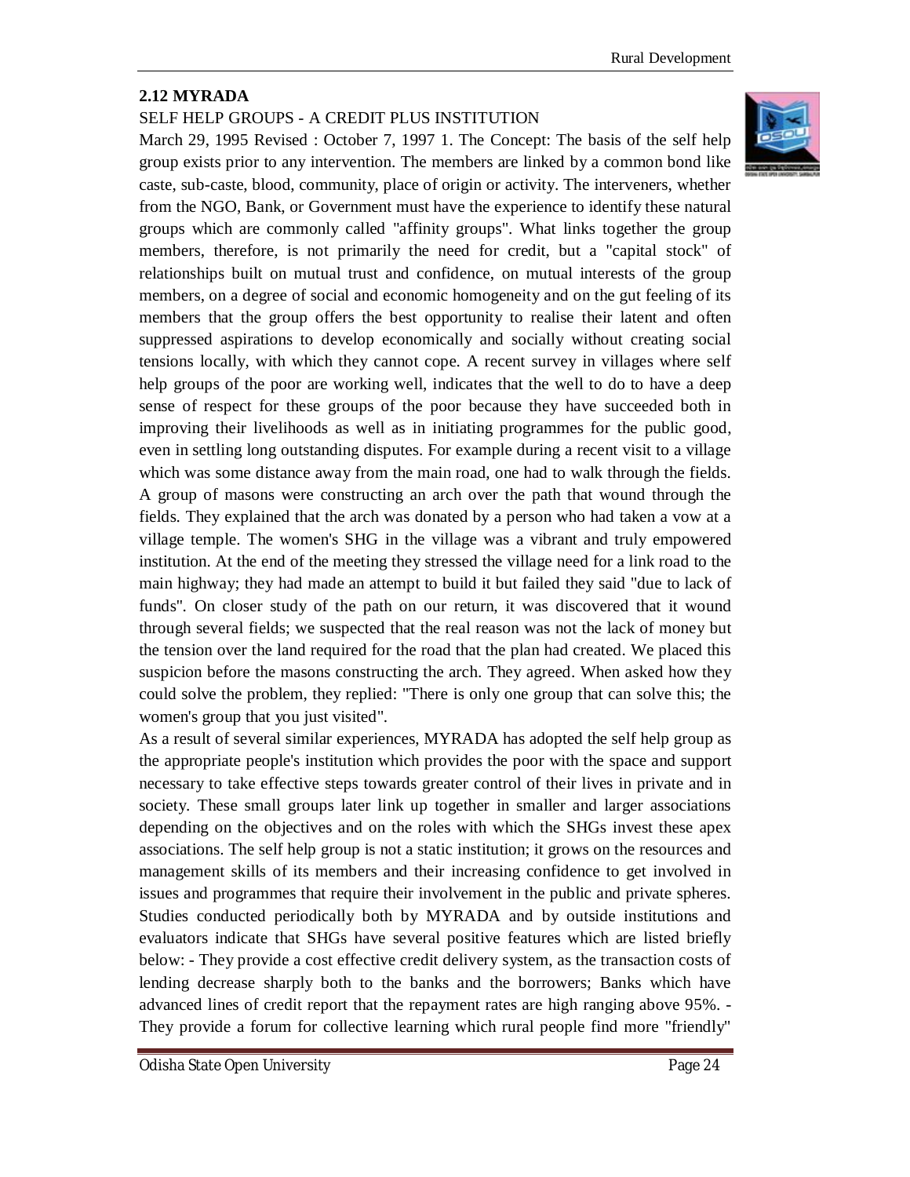## 2.12 MYRADA

SELF HELP GROUPS - A CREDIT PLUS INSTITUTION

March 29, 1995 Revised : October 7, 1997 1. The Concept: The basis of the self help group exists prior to any intervention. The members are linked by a common bond like caste, sub-caste, blood, community, place of origin or activity. The interveners, whether from the NGO, Bank, or Government must have the experience to identify these natural groups which are commonly called "affinity groups". What links together the group members, therefore, is not primarily the need for credit, but a "capital stock" of relationships built on mutual trust and confidence, on mutual interests of the group members, on a degree of social and economic homogeneity and on the gut feeling of its members that the group offers the best opportunity to realise their latent and often suppressed aspirations to develop economically and socially without creating social tensions locally, with which they cannot cope. A recent survey in villages where self help groups of the poor are working well, indicates that the well to do to have a deep sense of respect for these groups of the poor because they have succeeded both in improving their livelihoods as well as in initiating programmes for the public good, even in settling long outstanding disputes. For example during a recent visit to a village which was some distance away from the main road, one had to walk through the fields. A group of masons were constructing an arch over the path that wound through the fields. They explained that the arch was donated by a person who had taken a vow at a village temple. The women's SHG in the village was a vibrant and truly empowered institution. At the end of the meeting they stressed the village need for a link road to the main highway; they had made an attempt to build it but failed they said "due to lack of funds". On closer study of the path on our return, it was discovered that it wound through several fields; we suspected that the real reason was not the lack of money but the tension over the land required for the road that the plan had created. We placed this suspicion before the masons constructing the arch. They agreed. When asked how they could solve the problem, they replied: "There is only one group that can solve this; the women's group that you just visited".

As a result of several similar experiences, MYRADA has adopted the self help group as the appropriate people's institution which provides the poor with the space and support necessary to take effective steps towards greater control of their lives in private and in society. These small groups later link up together in smaller and larger associations depending on the objectives and on the roles with which the SHGs invest these apex associations. The self help group is not a static institution; it grows on the resources and management skills of its members and their increasing confidence to get involved in issues and programmes that require their involvement in the public and private spheres. Studies conducted periodically both by MYRADA and by outside institutions and evaluators indicate that SHGs have several positive features which are listed briefly below: - They provide a cost effective credit delivery system, as the transaction costs of lending decrease sharply both to the banks and the borrowers; Banks which have advanced lines of credit report that the repayment rates are high ranging above 95%. - They provide a forum for collective learning which rural people find more "friendly"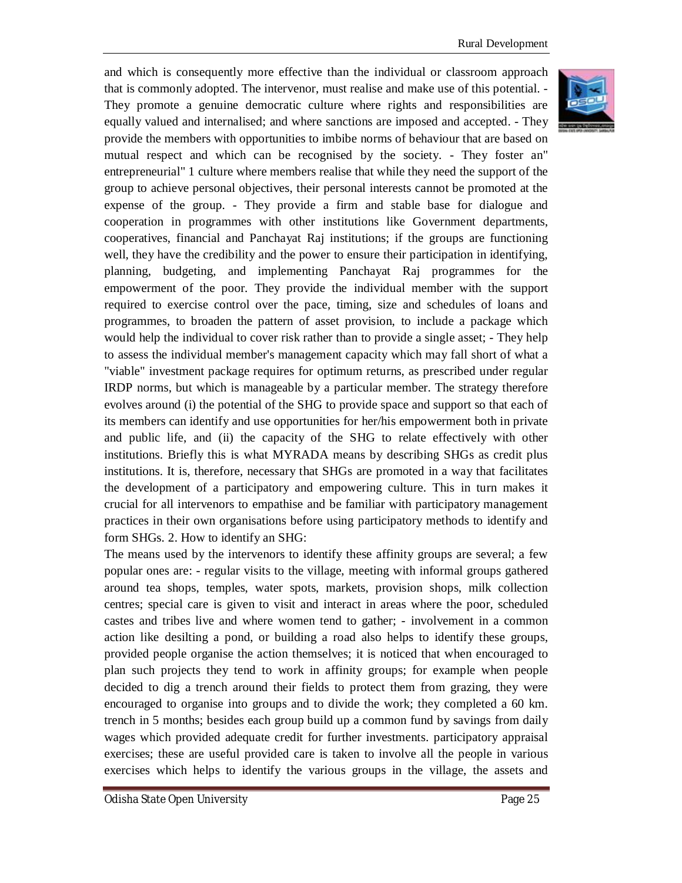and which is consequently more effective than the individual or classroom approach that is commonly adopted. The intervenor, must realise and make use of this potential. - They promote a genuine democratic culture where rights and responsibilities are equally valued and internalised; and where sanctions are imposed and accepted. - They provide the members with opportunities to imbibe norms of behaviour that are based on mutual respect and which can be recognised by the society. - They foster an" entrepreneurial" 1 culture where members realise that while they need the support of the group to achieve personal objectives, their personal interests cannot be promoted at the expense of the group. - They provide a firm and stable base for dialogue and cooperation in programmes with other institutions like Government departments, cooperatives, financial and Panchayat Raj institutions; if the groups are functioning well, they have the credibility and the power to ensure their participation in identifying, planning, budgeting, and implementing Panchayat Raj programmes for the empowerment of the poor. They provide the individual member with the support required to exercise control over the pace, timing, size and schedules of loans and programmes, to broaden the pattern of asset provision, to include a package which would help the individual to cover risk rather than to provide a single asset; - They help to assess the individual member's management capacity which may fall short of what a "viable" investment package requires for optimum returns, as prescribed under regular IRDP norms, but which is manageable by a particular member. The strategy therefore evolves around (i) the potential of the SHG to provide space and support so that each of its members can identify and use opportunities for her/his empowerment both in private and public life, and (ii) the capacity of the SHG to relate effectively with other institutions. Briefly this is what MYRADA means by describing SHGs as credit plus institutions. It is, therefore, necessary that SHGs are promoted in a way that facilitates the development of a participatory and empowering culture. This in turn makes it crucial for all intervenors to empathise and be familiar with participatory management practices in their own organisations before using participatory methods to identify and form SHGs. 2. How to identify an SHG:

The means used by the intervenors to identify these affinity groups are several; a few popular ones are: - regular visits to the village, meeting with informal groups gathered around tea shops, temples, water spots, markets, provision shops, milk collection centres; special care is given to visit and interact in areas where the poor, scheduled castes and tribes live and where women tend to gather; - involvement in a common action like desilting a pond, or building a road also helps to identify these groups, provided people organise the action themselves; it is noticed that when encouraged to plan such projects they tend to work in affinity groups; for example when people decided to dig a trench around their fields to protect them from grazing, they were encouraged to organise into groups and to divide the work; they completed a 60 km. trench in 5 months; besides each group build up a common fund by savings from daily wages which provided adequate credit for further investments. participatory appraisal exercises; these are useful provided care is taken to involve all the people in various exercises which helps to identify the various groups in the village, the assets and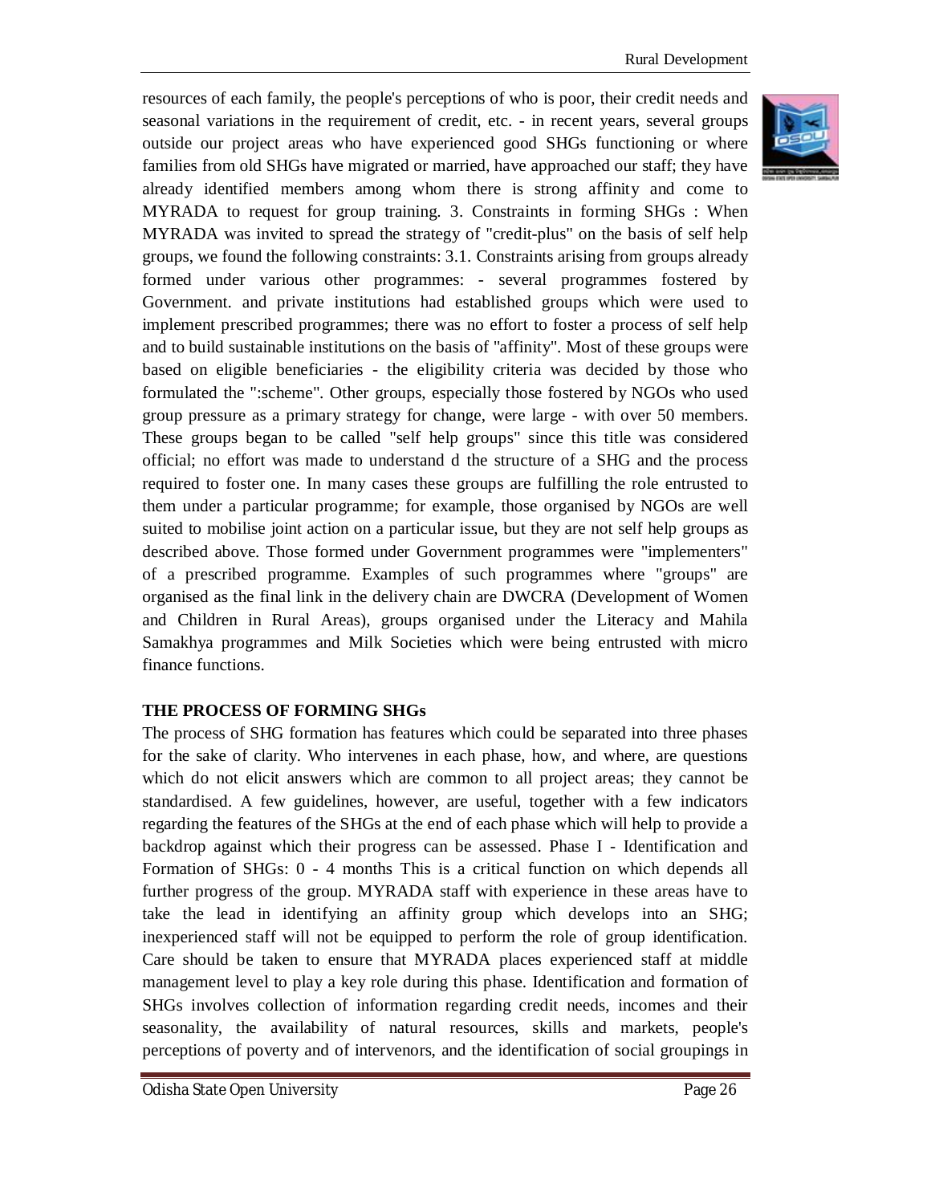resources of each family, the people's perceptions of who is poor, their credit needs and seasonal variations in the requirement of credit, etc. - in recent years, several groups outside our project areas who have experienced good SHGs functioning or where families from old SHGs have migrated or married, have approached our staff; they have already identified members among whom there is strong affinity and come to MYRADA to request for group training. 3. Constraints in forming SHGs : When MYRADA was invited to spread the strategy of "credit-plus" on the basis of self help groups, we found the following constraints: 3.1. Constraints arising from groups already formed under various other programmes: - several programmes fostered by Government. and private institutions had established groups which were used to implement prescribed programmes; there was no effort to foster a process of self help and to build sustainable institutions on the basis of "affinity". Most of these groups were based on eligible beneficiaries - the eligibility criteria was decided by those who formulated the ":scheme". Other groups, especially those fostered by NGOs who used group pressure as a primary strategy for change, were large - with over 50 members. These groups began to be called "self help groups" since this title was considered official; no effort was made to understand d the structure of a SHG and the process required to foster one. In many cases these groups are fulfilling the role entrusted to them under a particular programme; for example, those organised by NGOs are well suited to mobilise joint action on a particular issue, but they are not self help groups as described above. Those formed under Government programmes were "implementers" of a prescribed programme. Examples of such programmes where "groups" are organised as the final link in the delivery chain are DWCRA (Development of Women and Children in Rural Areas), groups organised under the Literacy and Mahila Samakhya programmes and Milk Societies which were being entrusted with micro finance functions.

**THE PROCESS OF FORMING SHGs**

The process of SHG formation has features which could be separated into three phases for the sake of clarity. Who intervenes in each phase, how, and where, are questions which do not elicit answers which are common to all project areas; they cannot be standardised. A few guidelines, however, are useful, together with a few indicators regarding the features of the SHGs at the end of each phase which will help to provide a backdrop against which their progress can be assessed. Phase I - Identification and Formation of SHGs: 0 - 4 months This is a critical function on which depends all further progress of the group. MYRADA staff with experience in these areas have to take the lead in identifying an affinity group which develops into an SHG; inexperienced staff will not be equipped to perform the role of group identification. Care should be taken to ensure that MYRADA places experienced staff at middle management level to play a key role during this phase. Identification and formation of SHGs involves collection of information regarding credit needs, incomes and their seasonality, the availability of natural resources, skills and markets, people's perceptions of poverty and of intervenors, and the identification of social groupings in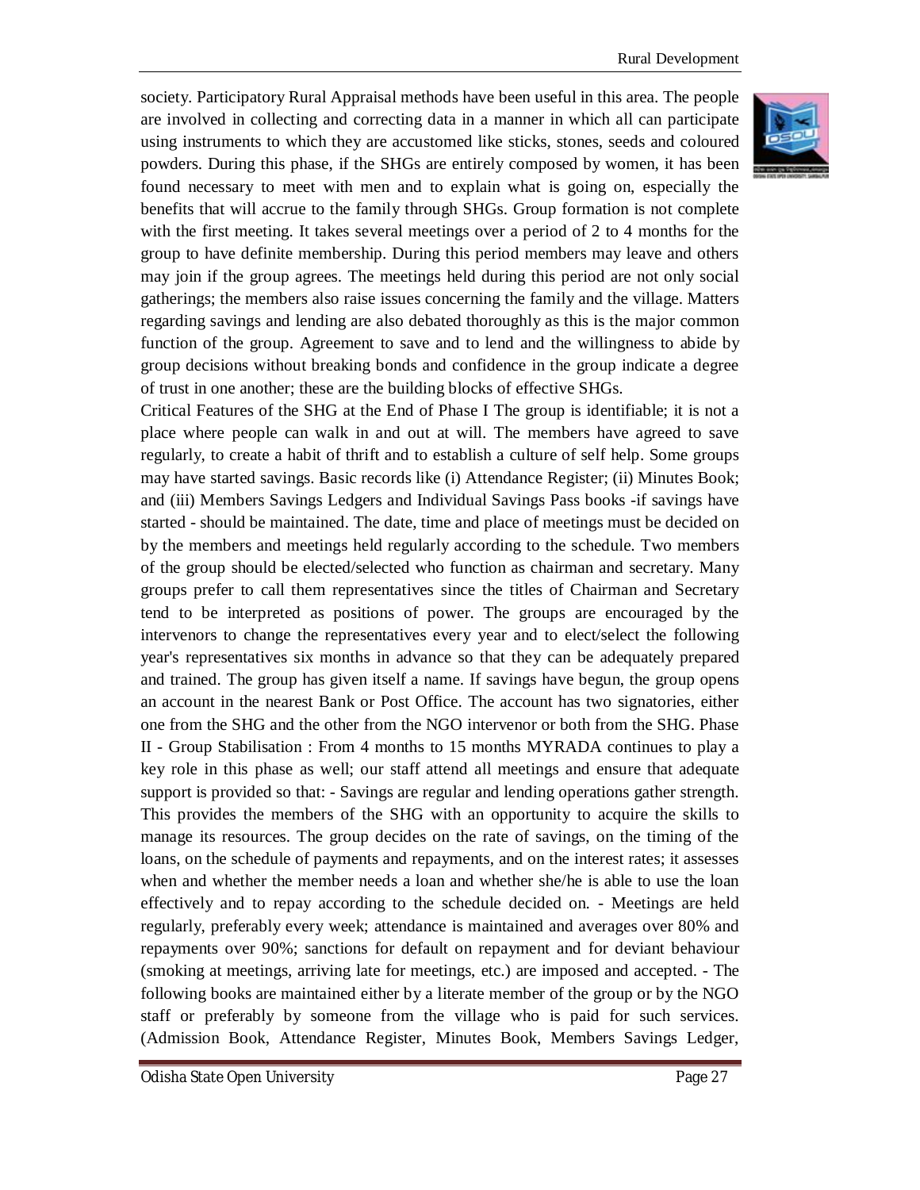society. Participatory Rural Appraisal methods have been useful in this area. The people are involved in collecting and correcting data in a manner in which all can participate using instruments to which they are accustomed like sticks, stones, seeds and coloured powders. During this phase, if the SHGs are entirely composed by women, it has been found necessary to meet with men and to explain what is going on, especially the benefits that will accrue to the family through SHGs. Group formation is not complete with the first meeting. It takes several meetings over a period of 2 to 4 months for the group to have definite membership. During this period members may leave and others may join if the group agrees. The meetings held during this period are not only social gatherings; the members also raise issues concerning the family and the village. Matters regarding savings and lending are also debated thoroughly as this is the major common function of the group. Agreement to save and to lend and the willingness to abide by group decisions without breaking bonds and confidence in the group indicate a degree of trust in one another; these are the building blocks of effective SHGs.

Critical Features of the SHG at the End of Phase I The group is identifiable; it is not a place where people can walk in and out at will. The members have agreed to save regularly, to create a habit of thrift and to establish a culture of self help. Some groups may have started savings. Basic records like (i) Attendance Register; (ii) Minutes Book; and (iii) Members Savings Ledgers and Individual Savings Pass books -if savings have started - should be maintained. The date, time and place of meetings must be decided on by the members and meetings held regularly according to the schedule. Two members of the group should be elected/selected who function as chairman and secretary. Many groups prefer to call them representatives since the titles of Chairman and Secretary tend to be interpreted as positions of power. The groups are encouraged by the intervenors to change the representatives every year and to elect/select the following year's representatives six months in advance so that they can be adequately prepared and trained. The group has given itself a name. If savings have begun, the group opens an account in the nearest Bank or Post Office. The account has two signatories, either one from the SHG and the other from the NGO intervenor or both from the SHG. Phase II - Group Stabilisation : From 4 months to 15 months MYRADA continues to play a key role in this phase as well; our staff attend all meetings and ensure that adequate support is provided so that: - Savings are regular and lending operations gather strength. This provides the members of the SHG with an opportunity to acquire the skills to manage its resources. The group decides on the rate of savings, on the timing of the loans, on the schedule of payments and repayments, and on the interest rates; it assesses when and whether the member needs a loan and whether she/he is able to use the loan effectively and to repay according to the schedule decided on. - Meetings are held regularly, preferably every week; attendance is maintained and averages over 80% and repayments over 90%; sanctions for default on repayment and for deviant behaviour (smoking at meetings, arriving late for meetings, etc.) are imposed and accepted. - The following books are maintained either by a literate member of the group or by the NGO staff or preferably by someone from the village who is paid for such services. (Admission Book, Attendance Register, Minutes Book, Members Savings Ledger,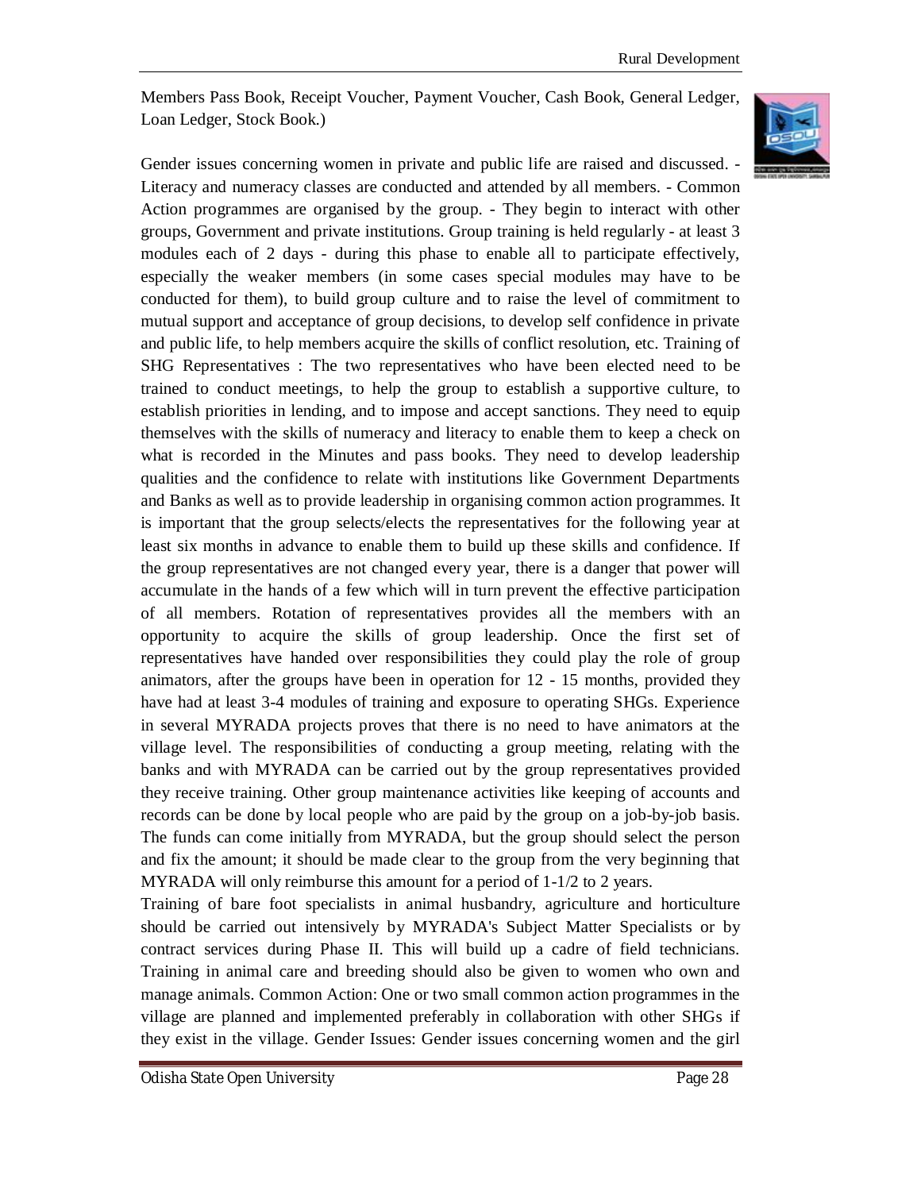Members Pass Book, Receipt Voucher, Payment Voucher, Cash Book, General Ledger, Loan Ledger, Stock Book.)

Gender issues concerning women in private and public life are raised and discussed. - Literacy and numeracy classes are conducted and attended by all members. - Common Action programmes are organised by the group. - They begin to interact with other groups, Government and private institutions. Group training is held regularly - at least 3 modules each of 2 days - during this phase to enable all to participate effectively, especially the weaker members (in some cases special modules may have to be conducted for them), to build group culture and to raise the level of commitment to mutual support and acceptance of group decisions, to develop self confidence in private and public life, to help members acquire the skills of conflict resolution, etc. Training of SHG Representatives : The two representatives who have been elected need to be trained to conduct meetings, to help the group to establish a supportive culture, to establish priorities in lending, and to impose and accept sanctions. They need to equip themselves with the skills of numeracy and literacy to enable them to keep a check on what is recorded in the Minutes and pass books. They need to develop leadership qualities and the confidence to relate with institutions like Government Departments and Banks as well as to provide leadership in organising common action programmes. It is important that the group selects/elects the representatives for the following year at least six months in advance to enable them to build up these skills and confidence. If the group representatives are not changed every year, there is a danger that power will accumulate in the hands of a few which will in turn prevent the effective participation of all members. Rotation of representatives provides all the members with an opportunity to acquire the skills of group leadership. Once the first set of representatives have handed over responsibilities they could play the role of group animators, after the groups have been in operation for 12 - 15 months, provided they have had at least 3-4 modules of training and exposure to operating SHGs. Experience in several MYRADA projects proves that there is no need to have animators at the village level. The responsibilities of conducting a group meeting, relating with the banks and with MYRADA can be carried out by the group representatives provided they receive training. Other group maintenance activities like keeping of accounts and records can be done by local people who are paid by the group on a job-by-job basis. The funds can come initially from MYRADA, but the group should select the person and fix the amount; it should be made clear to the group from the very beginning that MYRADA will only reimburse this amount for a period of 1-1/2 to 2 years.

Training of bare foot specialists in animal husbandry, agriculture and horticulture should be carried out intensively by MYRADA's Subject Matter Specialists or by contract services during Phase II. This will build up a cadre of field technicians. Training in animal care and breeding should also be given to women who own and manage animals. Common Action: One or two small common action programmes in the village are planned and implemented preferably in collaboration with other SHGs if they exist in the village. Gender Issues: Gender issues concerning women and the girl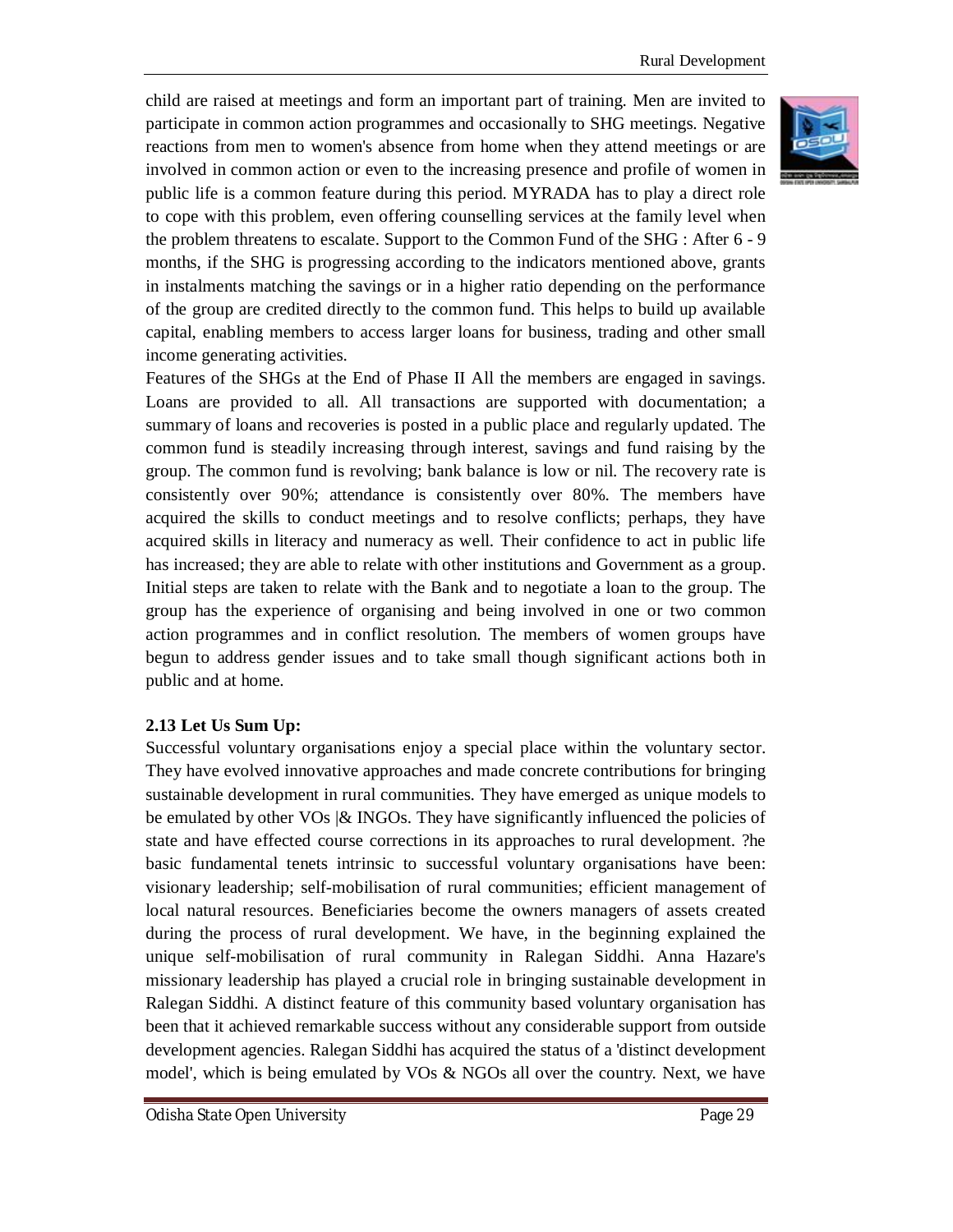child are raised at meetings and form an important part of training. Men are invited to participate in common action programmes and occasionally to SHG meetings. Negative reactions from men to women's absence from home when they attend meetings or are involved in common action or even to the increasing presence and profile of women in public life is a common feature during this period. MYRADA has to play a direct role to cope with this problem, even offering counselling services at the family level when the problem threatens to escalate. Support to the Common Fund of the SHG : After 6 - 9 months, if the SHG is progressing according to the indicators mentioned above, grants in instalments matching the savings or in a higher ratio depending on the performance of the group are credited directly to the common fund. This helps to build up available capital, enabling members to access larger loans for business, trading and other small income generating activities.

Features of the SHGs at the End of Phase II All the members are engaged in savings. Loans are provided to all. All transactions are supported with documentation; a summary of loans and recoveries is posted in a public place and regularly updated. The common fund is steadily increasing through interest, savings and fund raising by the group. The common fund is revolving; bank balance is low or nil. The recovery rate is consistently over 90%; attendance is consistently over 80%. The members have acquired the skills to conduct meetings and to resolve conflicts; perhaps, they have acquired skills in literacy and numeracy as well. Their confidence to act in public life has increased; they are able to relate with other institutions and Government as a group. Initial steps are taken to relate with the Bank and to negotiate a loan to the group. The group has the experience of organising and being involved in one or two common action programmes and in conflict resolution. The members of women groups have begun to address gender issues and to take small though significant actions both in public and at home.

### 2.13 Let Us Sum Up:

Successful voluntary organisations enjoy a special place within the voluntary sector. They have evolved innovative approaches and made concrete contributions for bringing sustainable development in rural communities. They have emerged as unique models to be emulated by other VOs |& INGOs. They have significantly influenced the policies of state and have effected course corrections in its approaches to rural development. ?he basic fundamental tenets intrinsic to successful voluntary organisations have been: visionary leadership; self-mobilisation of rural communities; efficient management of local natural resources. Beneficiaries become the owners managers of assets created during the process of rural development. We have, in the beginning explained the unique self-mobilisation of rural community in Ralegan Siddhi. Anna Hazare's missionary leadership has played a crucial role in bringing sustainable development in Ralegan Siddhi. A distinct feature of this community based voluntary organisation has been that it achieved remarkable success without any considerable support from outside development agencies. Ralegan Siddhi has acquired the status of a 'distinct development model', which is being emulated by VOs & NGOs all over the country. Next, we have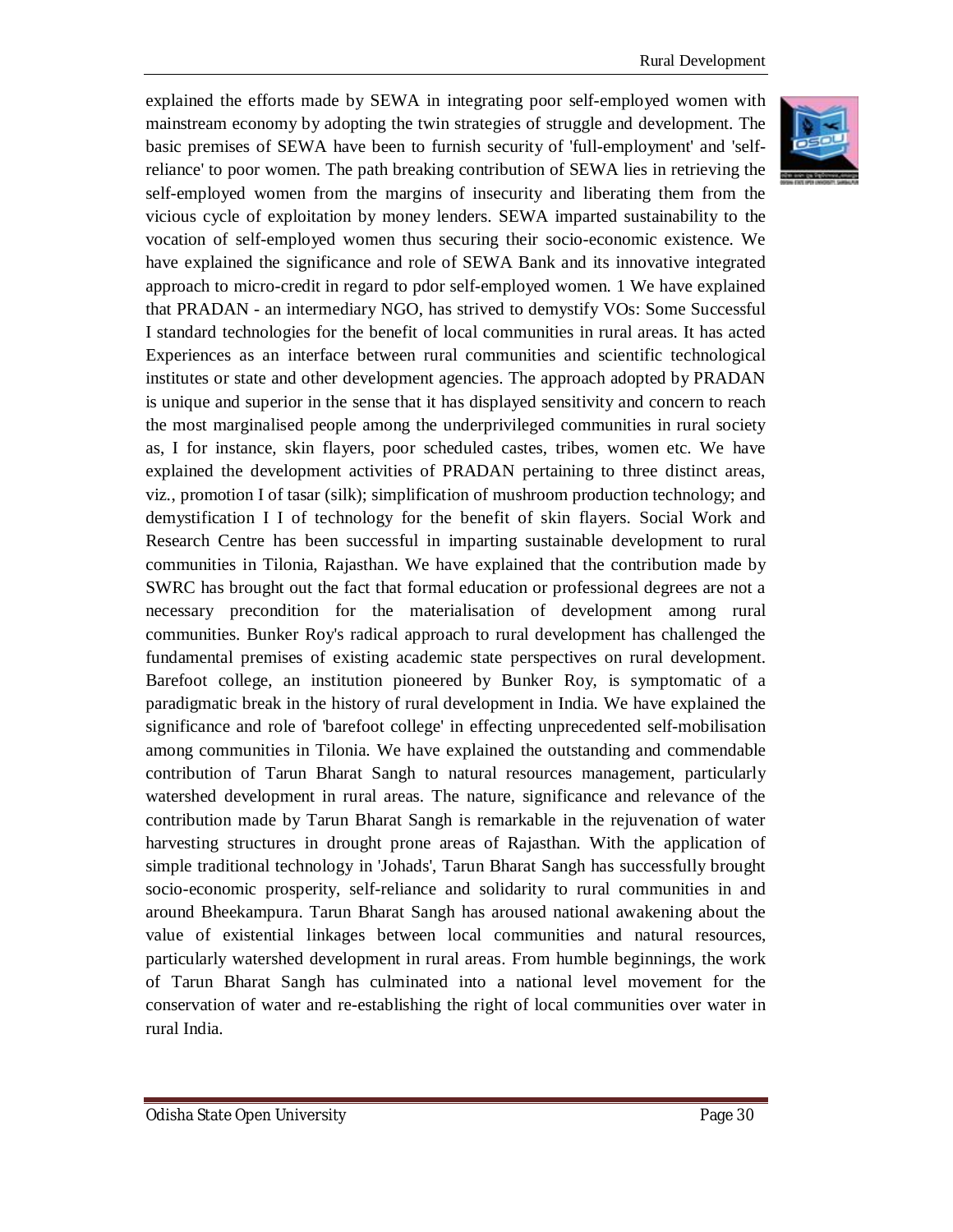explained the efforts made by SEWA in integrating poor self-employed women with mainstream economy by adopting the twin strategies of struggle and development. The basic premises of SEWA have been to furnish security of 'full-employment' and 'self-reliance' to poor women. The path breaking contribution of SEWA lies in retrieving the self-employed women from the margins of insecurity and liberating them from the vicious cycle of exploitation by money lenders. SEWA imparted sustainability to the vocation of self-employed women thus securing their socio-economic existence. We have explained the significance and role of SEWA Bank and its innovative integrated approach to micro-credit in regard to pdor self-employed women. 1 We have explained that PRADAN - an intermediary NGO, has strived to demystify VOs: Some Successful I standard technologies for the benefit of local communities in rural areas. It has acted Experiences as an interface between rural communities and scientific technological institutes or state and other development agencies. The approach adopted by PRADAN is unique and superior in the sense that it has displayed sensitivity and concern to reach the most marginalised people among the underprivileged communities in rural society as, I for instance, skin flayers, poor scheduled castes, tribes, women etc. We have explained the development activities of PRADAN pertaining to three distinct areas, viz., promotion I of tasar (silk); simplification of mushroom production technology; and demystification I I of technology for the benefit of skin flayers. Social Work and Research Centre has been successful in imparting sustainable development to rural communities in Tilonia, Rajasthan. We have explained that the contribution made by SWRC has brought out the fact that formal education or professional degrees are not a necessary precondition for the materialisation of development among rural communities. Bunker Roy's radical approach to rural development has challenged the fundamental premises of existing academic state perspectives on rural development. Barefoot college, an institution pioneered by Bunker Roy, is symptomatic of a paradigmatic break in the history of rural development in India. We have explained the significance and role of 'barefoot college' in effecting unprecedented self-mobilisation among communities in Tilonia. We have explained the outstanding and commendable contribution of Tarun Bharat Sangh to natural resources management, particularly watershed development in rural areas. The nature, significance and relevance of the contribution made by Tarun Bharat Sangh is remarkable in the rejuvenation of water harvesting structures in drought prone areas of Rajasthan. With the application of simple traditional technology in 'Johads', Tarun Bharat Sangh has successfully brought socio-economic prosperity, self-reliance and solidarity to rural communities in and around Bheekampura. Tarun Bharat Sangh has aroused national awakening about the value of existential linkages between local communities and natural resources, particularly watershed development in rural areas. From humble beginnings, the work of Tarun Bharat Sangh has culminated into a national level movement for the conservation of water and re-establishing the right of local communities over water in rural India.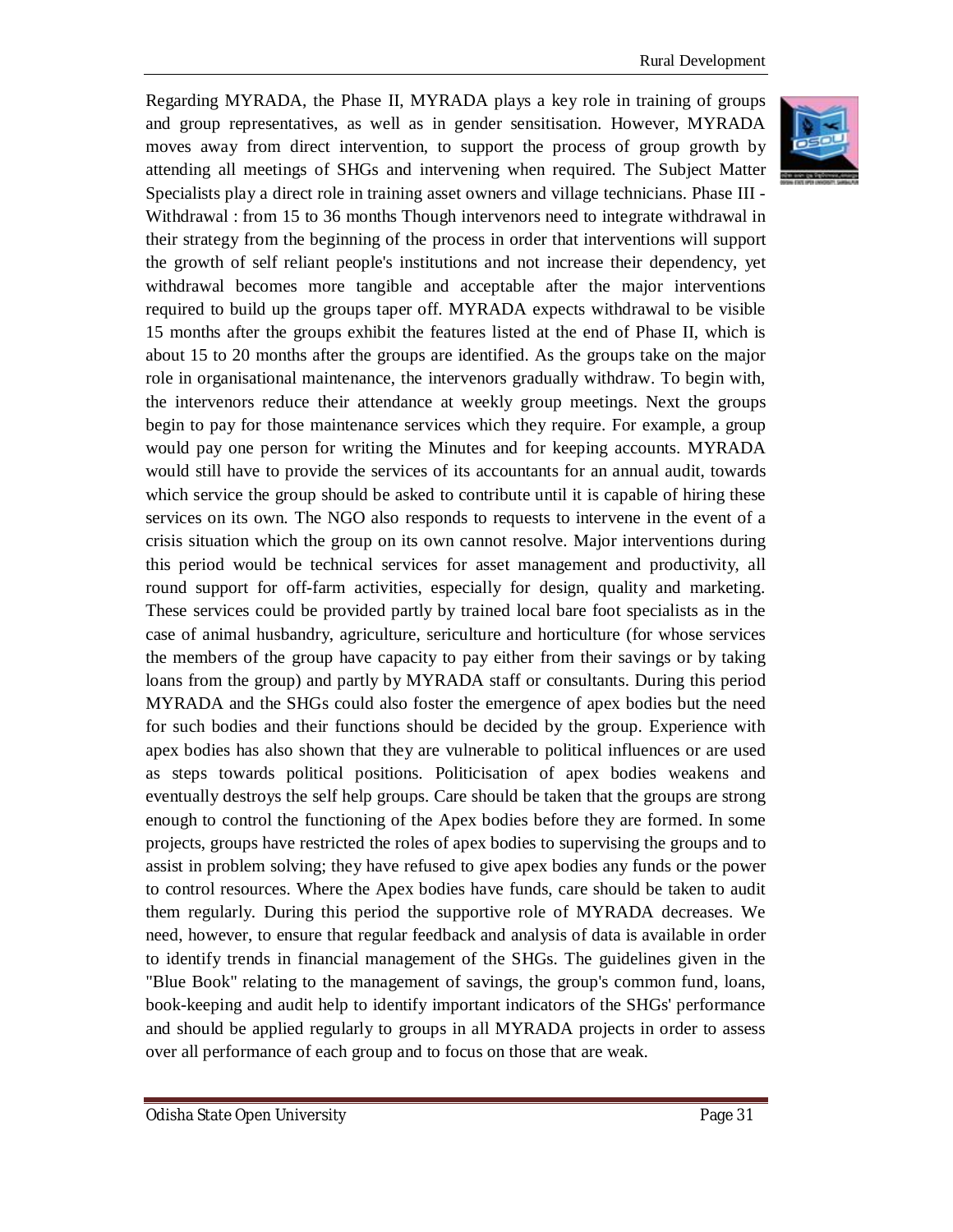Regarding MYRADA, the Phase II, MYRADA plays a key role in training of groups and group representatives, as well as in gender sensitisation. However, MYRADA moves away from direct intervention, to support the process of group growth by attending all meetings of SHGs and intervening when required. The Subject Matter Specialists play a direct role in training asset owners and village technicians. Phase III - Withdrawal : from 15 to 36 months Though intervenors need to integrate withdrawal in their strategy from the beginning of the process in order that interventions will support the growth of self reliant people's institutions and not increase their dependency, yet withdrawal becomes more tangible and acceptable after the major interventions required to build up the groups taper off. MYRADA expects withdrawal to be visible 15 months after the groups exhibit the features listed at the end of Phase II, which is about 15 to 20 months after the groups are identified. As the groups take on the major role in organisational maintenance, the intervenors gradually withdraw. To begin with, the intervenors reduce their attendance at weekly group meetings. Next the groups begin to pay for those maintenance services which they require. For example, a group would pay one person for writing the Minutes and for keeping accounts. MYRADA would still have to provide the services of its accountants for an annual audit, towards which service the group should be asked to contribute until it is capable of hiring these services on its own. The NGO also responds to requests to intervene in the event of a crisis situation which the group on its own cannot resolve. Major interventions during this period would be technical services for asset management and productivity, all round support for off-farm activities, especially for design, quality and marketing. These services could be provided partly by trained local bare foot specialists as in the case of animal husbandry, agriculture, sericulture and horticulture (for whose services the members of the group have capacity to pay either from their savings or by taking loans from the group) and partly by MYRADA staff or consultants. During this period MYRADA and the SHGs could also foster the emergence of apex bodies but the need for such bodies and their functions should be decided by the group. Experience with apex bodies has also shown that they are vulnerable to political influences or are used as steps towards political positions. Politicisation of apex bodies weakens and eventually destroys the self help groups. Care should be taken that the groups are strong enough to control the functioning of the Apex bodies before they are formed. In some projects, groups have restricted the roles of apex bodies to supervising the groups and to assist in problem solving; they have refused to give apex bodies any funds or the power to control resources. Where the Apex bodies have funds, care should be taken to audit them regularly. During this period the supportive role of MYRADA decreases. We need, however, to ensure that regular feedback and analysis of data is available in order to identify trends in financial management of the SHGs. The guidelines given in the "Blue Book" relating to the management of savings, the group's common fund, loans, book-keeping and audit help to identify important indicators of the SHGs' performance and should be applied regularly to groups in all MYRADA projects in order to assess over all performance of each group and to focus on those that are weak.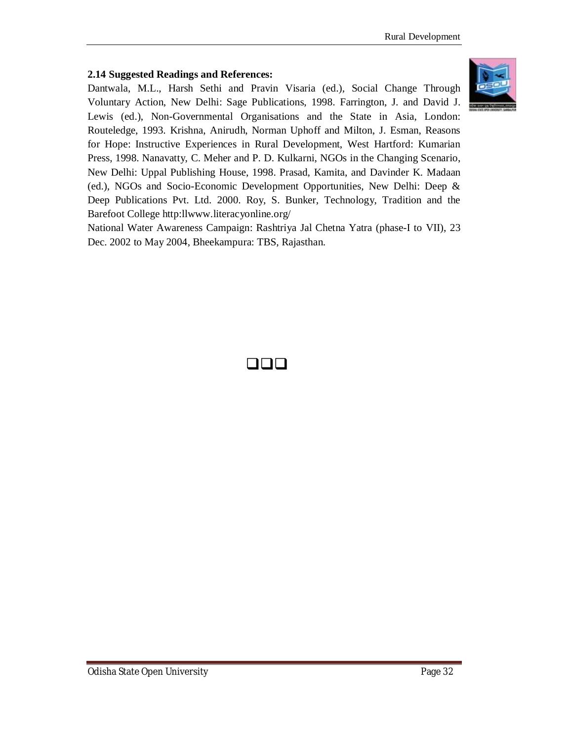### 2.14 Suggested Readings and References:

Dantwala, M.L., Harsh Sethi and Pravin Visaria (ed.), Social Change Through Voluntary Action, New Delhi: Sage Publications, 1998. Farrington, J. and David J. Lewis (ed.), Non-Governmental Organisations and the State in Asia, London: Routeledge, 1993. Krishna, Anirudh, Norman Uphoff and Milton, J. Esman, Reasons for Hope: Instructive Experiences in Rural Development, West Hartford: Kumarian Press, 1998. Nanavatty, C. Meher and P. D. Kulkarni, NGOs in the Changing Scenario, New Delhi: Uppal Publishing House, 1998. Prasad, Kamita, and Davinder K. Madaan (ed.), NGOs and Socio-Economic Development Opportunities, New Delhi: Deep & Deep Publications Pvt. Ltd. 2000. Roy, S. Bunker, Technology, Tradition and the Barefoot College http:llwww.literacyonline.org/

National Water Awareness Campaign: Rashtriya Jal Chetna Yatra (phase-I to VII), 23 Dec. 2002 to May 2004, Bheekampura: TBS, Rajasthan.

❑❑❑